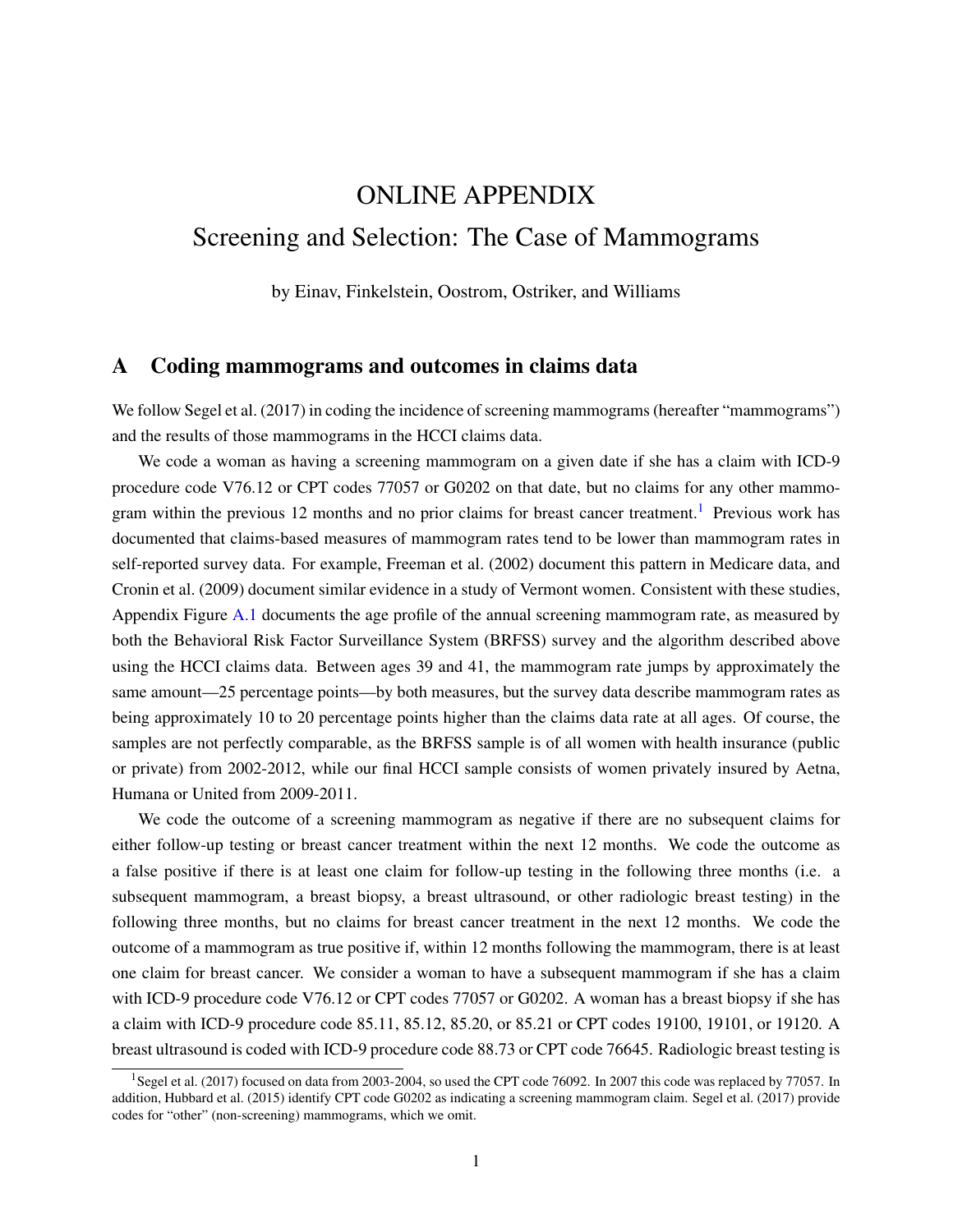# ONLINE APPENDIX

## Screening and Selection: The Case of Mammograms

by Einav, Finkelstein, Oostrom, Ostriker, and Williams

## A Coding mammograms and outcomes in claims data

We follow Segel et al. (2017) in coding the incidence of screening mammograms (hereafter "mammograms") and the results of those mammograms in the HCCI claims data.

We code a woman as having a screening mammogram on a given date if she has a claim with ICD-9 procedure code V76.12 or CPT codes 77057 or G0202 on that date, but no claims for any other mammogram within the previous 12 months and no prior claims for breast cancer treatment.[1] Previous work has documented that claims-based measures of mammogram rates tend to be lower than mammogram rates in self-reported survey data. For example, Freeman et al. (2002) document this pattern in Medicare data, and Cronin et al. (2009) document similar evidence in a study of Vermont women. Consistent with these studies, Appendix Figure A.1 documents the age profile of the annual screening mammogram rate, as measured by both the Behavioral Risk Factor Surveillance System (BRFSS) survey and the algorithm described above using the HCCI claims data. Between ages 39 and 41, the mammogram rate jumps by approximately the same amount—25 percentage points—by both measures, but the survey data describe mammogram rates as being approximately 10 to 20 percentage points higher than the claims data rate at all ages. Of course, the samples are not perfectly comparable, as the BRFSS sample is of all women with health insurance (public or private) from 2002-2012, while our final HCCI sample consists of women privately insured by Aetna, Humana or United from 2009-2011.

We code the outcome of a screening mammogram as negative if there are no subsequent claims for either follow-up testing or breast cancer treatment within the next 12 months. We code the outcome as a false positive if there is at least one claim for follow-up testing in the following three months (i.e. a subsequent mammogram, a breast biopsy, a breast ultrasound, or other radiologic breast testing) in the following three months, but no claims for breast cancer treatment in the next 12 months. We code the outcome of a mammogram as true positive if, within 12 months following the mammogram, there is at least one claim for breast cancer. We consider a woman to have a subsequent mammogram if she has a claim with ICD-9 procedure code V76.12 or CPT codes 77057 or G0202. A woman has a breast biopsy if she has a claim with ICD-9 procedure code 85.11, 85.12, 85.20, or 85.21 or CPT codes 19100, 19101, or 19120. A breast ultrasound is coded with ICD-9 procedure code 88.73 or CPT code 76645. Radiologic breast testing is

[1] Segel et al. (2017) focused on data from 2003-2004, so used the CPT code 76092. In 2007 this code was replaced by 77057. In addition, Hubbard et al. (2015) identify CPT code G0202 as indicating a screening mammogram claim. Segel et al. (2017) provide codes for "other" (non-screening) mammograms, which we omit.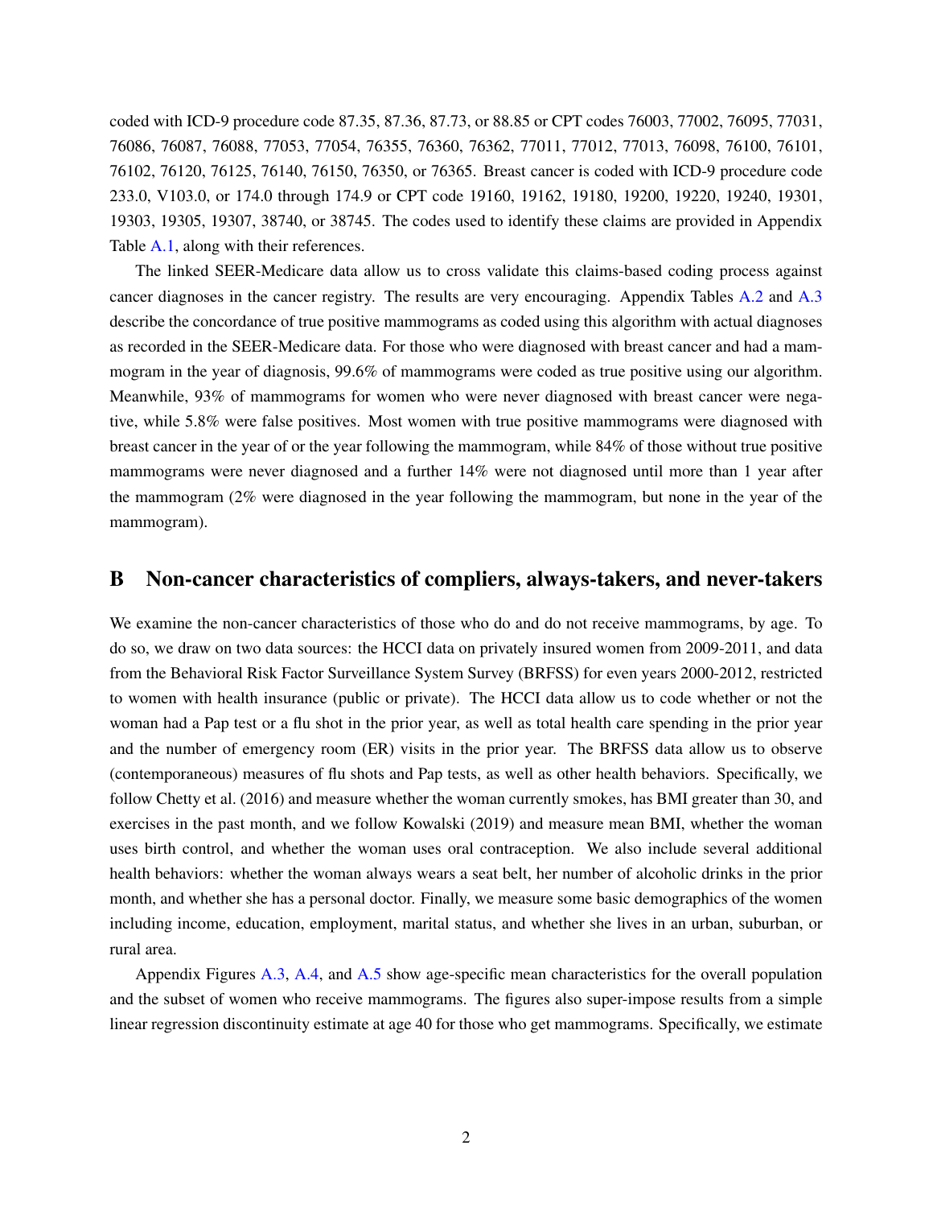coded with ICD-9 procedure code 87.35, 87.36, 87.73, or 88.85 or CPT codes 76003, 77002, 76095, 77031, 76086, 76087, 76088, 77053, 77054, 76355, 76360, 76362, 77011, 77012, 77013, 76098, 76100, 76101, 76102, 76120, 76125, 76140, 76150, 76350, or 76365. Breast cancer is coded with ICD-9 procedure code 233.0, V103.0, or 174.0 through 174.9 or CPT code 19160, 19162, 19180, 19200, 19220, 19240, 19301, 19303, 19305, 19307, 38740, or 38745. The codes used to identify these claims are provided in Appendix Table A.1, along with their references.

The linked SEER-Medicare data allow us to cross validate this claims-based coding process against cancer diagnoses in the cancer registry. The results are very encouraging. Appendix Tables A.2 and A.3 describe the concordance of true positive mammograms as coded using this algorithm with actual diagnoses as recorded in the SEER-Medicare data. For those who were diagnosed with breast cancer and had a mammogram in the year of diagnosis, 99.6% of mammograms were coded as true positive using our algorithm. Meanwhile, 93% of mammograms for women who were never diagnosed with breast cancer were negative, while 5.8% were false positives. Most women with true positive mammograms were diagnosed with breast cancer in the year of or the year following the mammogram, while 84% of those without true positive mammograms were never diagnosed and a further 14% were not diagnosed until more than 1 year after the mammogram (2% were diagnosed in the year following the mammogram, but none in the year of the mammogram).

## B Non-cancer characteristics of compliers, always-takers, and never-takers

We examine the non-cancer characteristics of those who do and do not receive mammograms, by age. To do so, we draw on two data sources: the HCCI data on privately insured women from 2009-2011, and data from the Behavioral Risk Factor Surveillance System Survey (BRFSS) for even years 2000-2012, restricted to women with health insurance (public or private). The HCCI data allow us to code whether or not the woman had a Pap test or a flu shot in the prior year, as well as total health care spending in the prior year and the number of emergency room (ER) visits in the prior year. The BRFSS data allow us to observe (contemporaneous) measures of flu shots and Pap tests, as well as other health behaviors. Specifically, we follow Chetty et al. (2016) and measure whether the woman currently smokes, has BMI greater than 30, and exercises in the past month, and we follow Kowalski (2019) and measure mean BMI, whether the woman uses birth control, and whether the woman uses oral contraception. We also include several additional health behaviors: whether the woman always wears a seat belt, her number of alcoholic drinks in the prior month, and whether she has a personal doctor. Finally, we measure some basic demographics of the women including income, education, employment, marital status, and whether she lives in an urban, suburban, or rural area.

Appendix Figures A.3, A.4, and A.5 show age-specific mean characteristics for the overall population and the subset of women who receive mammograms. The figures also super-impose results from a simple linear regression discontinuity estimate at age 40 for those who get mammograms. Specifically, we estimate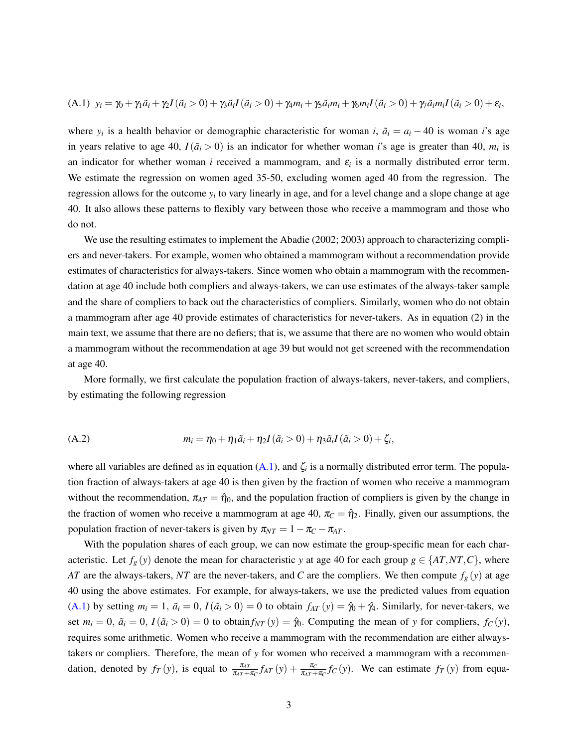$$
\text{(A.1)} \quad y_i = \gamma_0 + \gamma_1 \tilde{a}_i + \gamma_2 I(\tilde{a}_i > 0) + \gamma_3 \tilde{a}_i I(\tilde{a}_i > 0) + \gamma_4 m_i + \gamma_5 \tilde{a}_i m_i + \gamma_6 m_i I(\tilde{a}_i > 0) + \gamma_7 \tilde{a}_i m_i I(\tilde{a}_i > 0) + \varepsilon_i,
$$

where $y_i$ is a health behavior or demographic characteristic for woman $i$, $\tilde{a}_i = a_i - 40$ is woman $i$'s age in years relative to age 40, $I(\tilde{a}_i > 0)$ is an indicator for whether woman $i$'s age is greater than 40, $m_i$ is an indicator for whether woman $i$ received a mammogram, and $\varepsilon_i$ is a normally distributed error term. We estimate the regression on women aged 35-50, excluding women aged 40 from the regression. The regression allows for the outcome $y_i$ to vary linearly in age, and for a level change and a slope change at age 40. It also allows these patterns to flexibly vary between those who receive a mammogram and those who do not.

We use the resulting estimates to implement the Abadie (2002; 2003) approach to characterizing compliers and never-takers. For example, women who obtained a mammogram without a recommendation provide estimates of characteristics for always-takers. Since women who obtain a mammogram with the recommendation at age 40 include both compliers and always-takers, we can use estimates of the always-taker sample and the share of compliers to back out the characteristics of compliers. Similarly, women who do not obtain a mammogram after age 40 provide estimates of characteristics for never-takers. As in equation (2) in the main text, we assume that there are no defiers; that is, we assume that there are no women who would obtain a mammogram without the recommendation at age 39 but would not get screened with the recommendation at age 40.

More formally, we first calculate the population fraction of always-takers, never-takers, and compliers, by estimating the following regression

$$
\text{(A.2)} \qquad m_i = \eta_0 + \eta_1 \tilde{a}_i + \eta_2 I(\tilde{a}_i > 0) + \eta_3 \tilde{a}_i I(\tilde{a}_i > 0) + \zeta_i,
$$

where all variables are defined as in equation (A.1), and $\zeta_i$ is a normally distributed error term. The population fraction of always-takers at age 40 is then given by the fraction of women who receive a mammogram without the recommendation, $\pi_{AT} = \hat{\eta}_0$, and the population fraction of compliers is given by the change in the fraction of women who receive a mammogram at age 40, $\pi_C = \hat{\eta}_2$. Finally, given our assumptions, the population fraction of never-takers is given by $\pi_{NT} = 1 - \pi_C - \pi_{AT}$.

With the population shares of each group, we can now estimate the group-specific mean for each characteristic. Let $f_g(y)$ denote the mean for characteristic $y$ at age 40 for each group $g \in \{AT, NT, C\}$, where $AT$ are the always-takers, $NT$ are the never-takers, and $C$ are the compliers. We then compute $f_g(y)$ at age 40 using the above estimates. For example, for always-takers, we use the predicted values from equation (A.1) by setting $m_i = 1$, $\tilde{a}_i = 0$, $I(\tilde{a}_i > 0) = 0$ to obtain $f_{AT}(y) = \hat{\gamma}_0 + \hat{\gamma}_4$. Similarly, for never-takers, we set $m_i = 0$, $\tilde{a}_i = 0$, $I(\tilde{a}_i > 0) = 0$ to obtain $f_{NT}(y) = \hat{\gamma}_0$. Computing the mean of $y$ for compliers, $f_C(y)$, requires some arithmetic. Women who receive a mammogram with the recommendation are either always-takers or compliers. Therefore, the mean of $y$ for women who received a mammogram with a recommendation, denoted by $f_T(y)$, is equal to $\frac{\pi_{AT}}{\pi_{AT}+\pi_C} f_{AT}(y) + \frac{\pi_C}{\pi_{AT}+\pi_C} f_C(y)$. We can estimate $f_T(y)$ from equa-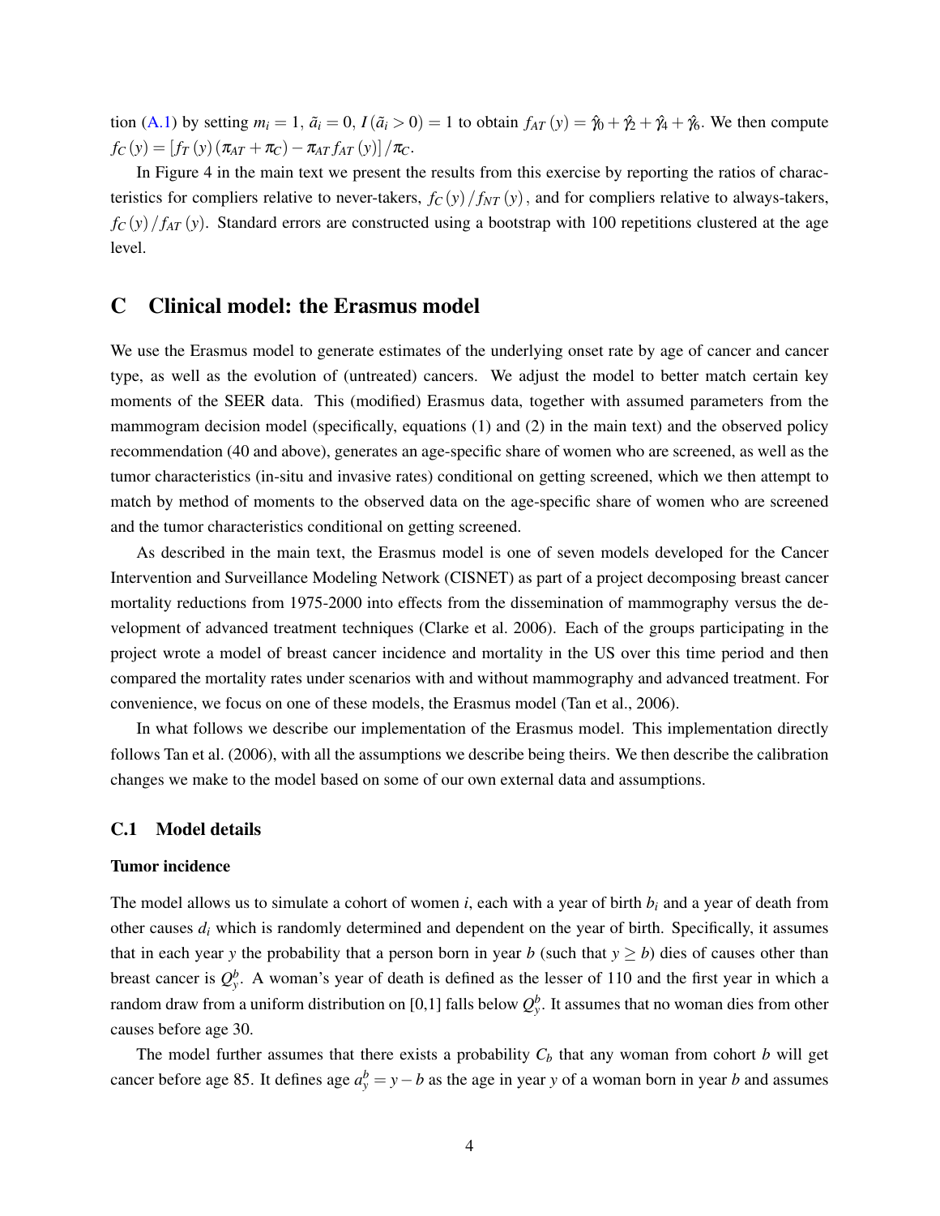tion (A.1) by setting $m_i = 1$, $\tilde{a}_i = 0$, $I(\tilde{a}_i > 0) = 1$ to obtain $f_{AT}(y) = \hat{\gamma}_0 + \hat{\gamma}_2 + \hat{\gamma}_4 + \hat{\gamma}_6$. We then compute $f_C(y) = [f_T(y)(\pi_{AT} + \pi_C) - \pi_{AT} f_{AT}(y)] / \pi_C$.

In Figure 4 in the main text we present the results from this exercise by reporting the ratios of characteristics for compliers relative to never-takers, $f_C(y)/f_{NT}(y)$, and for compliers relative to always-takers, $f_C(y)/f_{AT}(y)$. Standard errors are constructed using a bootstrap with 100 repetitions clustered at the age level.

## C Clinical model: the Erasmus model

We use the Erasmus model to generate estimates of the underlying onset rate by age of cancer and cancer type, as well as the evolution of (untreated) cancers. We adjust the model to better match certain key moments of the SEER data. This (modified) Erasmus data, together with assumed parameters from the mammogram decision model (specifically, equations (1) and (2) in the main text) and the observed policy recommendation (40 and above), generates an age-specific share of women who are screened, as well as the tumor characteristics (in-situ and invasive rates) conditional on getting screened, which we then attempt to match by method of moments to the observed data on the age-specific share of women who are screened and the tumor characteristics conditional on getting screened.

As described in the main text, the Erasmus model is one of seven models developed for the Cancer Intervention and Surveillance Modeling Network (CISNET) as part of a project decomposing breast cancer mortality reductions from 1975-2000 into effects from the dissemination of mammography versus the development of advanced treatment techniques (Clarke et al. 2006). Each of the groups participating in the project wrote a model of breast cancer incidence and mortality in the US over this time period and then compared the mortality rates under scenarios with and without mammography and advanced treatment. For convenience, we focus on one of these models, the Erasmus model (Tan et al., 2006).

In what follows we describe our implementation of the Erasmus model. This implementation directly follows Tan et al. (2006), with all the assumptions we describe being theirs. We then describe the calibration changes we make to the model based on some of our own external data and assumptions.

### C.1 Model details

#### Tumor incidence

The model allows us to simulate a cohort of women $i$, each with a year of birth $b_i$ and a year of death from other causes $d_i$ which is randomly determined and dependent on the year of birth. Specifically, it assumes that in each year $y$ the probability that a person born in year $b$ (such that $y \geq b$) dies of causes other than breast cancer is $Q_y^b$. A woman's year of death is defined as the lesser of 110 and the first year in which a random draw from a uniform distribution on [0,1] falls below $Q_y^b$. It assumes that no woman dies from other causes before age 30.

The model further assumes that there exists a probability $C_b$ that any woman from cohort $b$ will get cancer before age 85. It defines age $a_y^b = y - b$ as the age in year $y$ of a woman born in year $b$ and assumes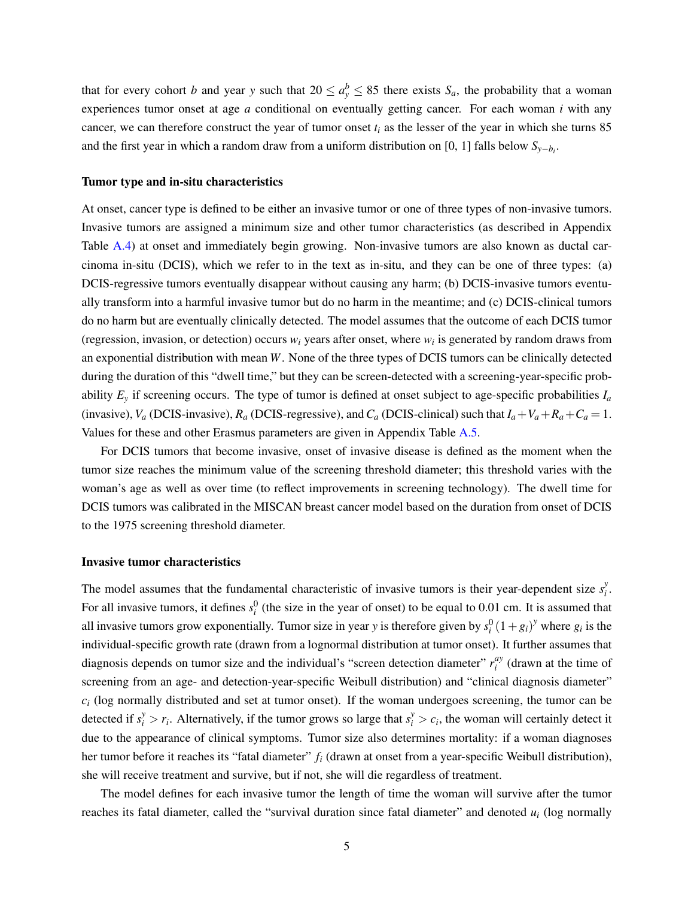that for every cohort $b$ and year $y$ such that $20 \leq a_y^b \leq 85$ there exists $S_a$, the probability that a woman experiences tumor onset at age $a$ conditional on eventually getting cancer. For each woman $i$ with any cancer, we can therefore construct the year of tumor onset $t_i$ as the lesser of the year in which she turns 85 and the first year in which a random draw from a uniform distribution on [0, 1] falls below $S_{y-b_i}$.

**Tumor type and in-situ characteristics**

At onset, cancer type is defined to be either an invasive tumor or one of three types of non-invasive tumors. Invasive tumors are assigned a minimum size and other tumor characteristics (as described in Appendix Table A.4) at onset and immediately begin growing. Non-invasive tumors are also known as ductal carcinoma in-situ (DCIS), which we refer to in the text as in-situ, and they can be one of three types: (a) DCIS-regressive tumors eventually disappear without causing any harm; (b) DCIS-invasive tumors eventually transform into a harmful invasive tumor but do no harm in the meantime; and (c) DCIS-clinical tumors do no harm but are eventually clinically detected. The model assumes that the outcome of each DCIS tumor (regression, invasion, or detection) occurs $w_i$ years after onset, where $w_i$ is generated by random draws from an exponential distribution with mean $W$. None of the three types of DCIS tumors can be clinically detected during the duration of this "dwell time," but they can be screen-detected with a screening-year-specific probability $E_y$ if screening occurs. The type of tumor is defined at onset subject to age-specific probabilities $I_a$ (invasive), $V_a$ (DCIS-invasive), $R_a$ (DCIS-regressive), and $C_a$ (DCIS-clinical) such that $I_a + V_a + R_a + C_a = 1$. Values for these and other Erasmus parameters are given in Appendix Table A.5.

For DCIS tumors that become invasive, onset of invasive disease is defined as the moment when the tumor size reaches the minimum value of the screening threshold diameter; this threshold varies with the woman's age as well as over time (to reflect improvements in screening technology). The dwell time for DCIS tumors was calibrated in the MISCAN breast cancer model based on the duration from onset of DCIS to the 1975 screening threshold diameter.

**Invasive tumor characteristics**

The model assumes that the fundamental characteristic of invasive tumors is their year-dependent size $s_i^y$. For all invasive tumors, it defines $s_i^0$ (the size in the year of onset) to be equal to 0.01 cm. It is assumed that all invasive tumors grow exponentially. Tumor size in year $y$ is therefore given by $s_i^0 (1 + g_i)^y$ where $g_i$ is the individual-specific growth rate (drawn from a lognormal distribution at tumor onset). It further assumes that diagnosis depends on tumor size and the individual's "screen detection diameter" $r_i^{ay}$ (drawn at the time of screening from an age- and detection-year-specific Weibull distribution) and "clinical diagnosis diameter" $c_i$ (log normally distributed and set at tumor onset). If the woman undergoes screening, the tumor can be detected if $s_i^y > r_i$. Alternatively, if the tumor grows so large that $s_i^y > c_i$, the woman will certainly detect it due to the appearance of clinical symptoms. Tumor size also determines mortality: if a woman diagnoses her tumor before it reaches its "fatal diameter" $f_i$ (drawn at onset from a year-specific Weibull distribution), she will receive treatment and survive, but if not, she will die regardless of treatment.

The model defines for each invasive tumor the length of time the woman will survive after the tumor reaches its fatal diameter, called the "survival duration since fatal diameter" and denoted $u_i$ (log normally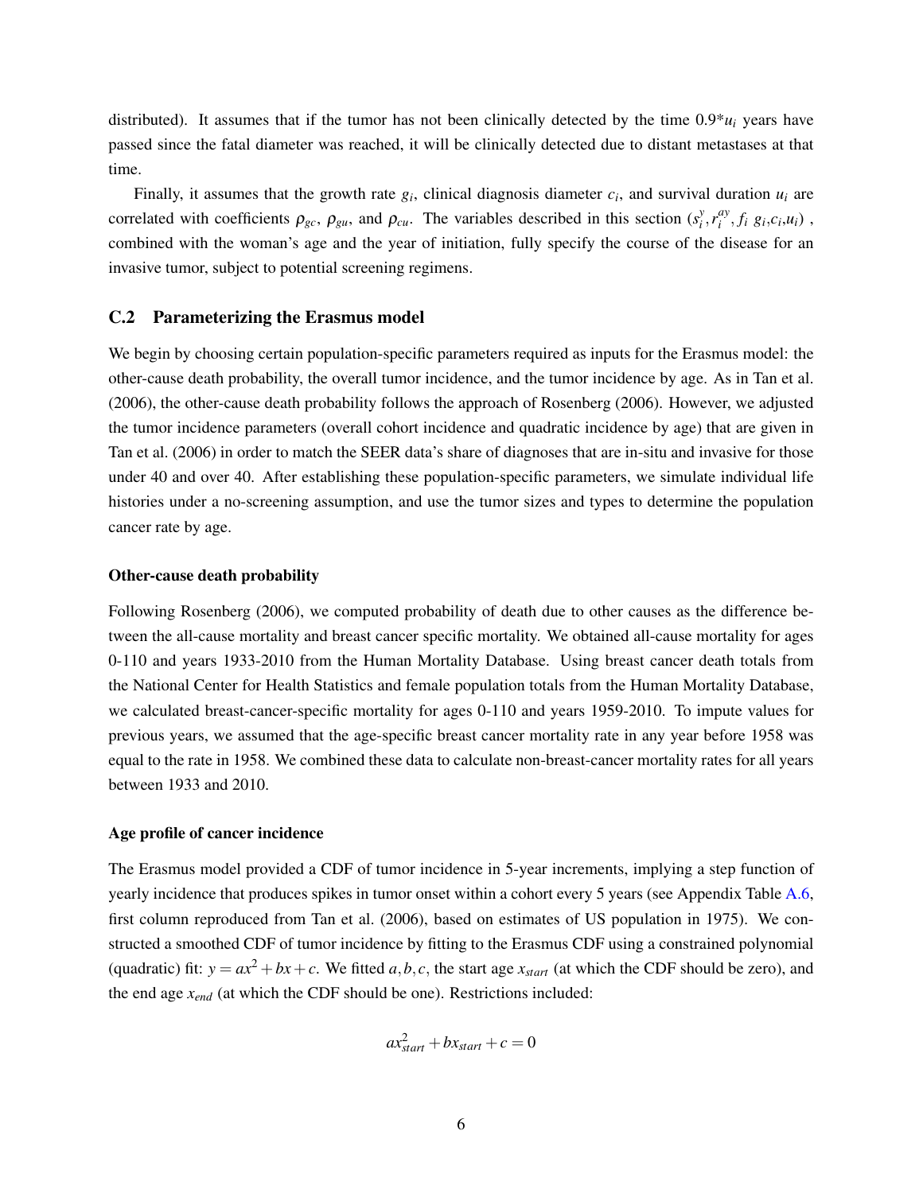distributed). It assumes that if the tumor has not been clinically detected by the time $0.9 * u_i$ years have passed since the fatal diameter was reached, it will be clinically detected due to distant metastases at that time.

Finally, it assumes that the growth rate $g_i$, clinical diagnosis diameter $c_i$, and survival duration $u_i$ are correlated with coefficients $\rho_{gc}$, $\rho_{gu}$, and $\rho_{cu}$. The variables described in this section ($s_i^y, r_i^{ay}, f_i$ $g_i$,$c_i$,$u_i$) , combined with the woman's age and the year of initiation, fully specify the course of the disease for an invasive tumor, subject to potential screening regimens.

## C.2 Parameterizing the Erasmus model

We begin by choosing certain population-specific parameters required as inputs for the Erasmus model: the other-cause death probability, the overall tumor incidence, and the tumor incidence by age. As in Tan et al. (2006), the other-cause death probability follows the approach of Rosenberg (2006). However, we adjusted the tumor incidence parameters (overall cohort incidence and quadratic incidence by age) that are given in Tan et al. (2006) in order to match the SEER data's share of diagnoses that are in-situ and invasive for those under 40 and over 40. After establishing these population-specific parameters, we simulate individual life histories under a no-screening assumption, and use the tumor sizes and types to determine the population cancer rate by age.

#### Other-cause death probability

Following Rosenberg (2006), we computed probability of death due to other causes as the difference between the all-cause mortality and breast cancer specific mortality. We obtained all-cause mortality for ages 0-110 and years 1933-2010 from the Human Mortality Database. Using breast cancer death totals from the National Center for Health Statistics and female population totals from the Human Mortality Database, we calculated breast-cancer-specific mortality for ages 0-110 and years 1959-2010. To impute values for previous years, we assumed that the age-specific breast cancer mortality rate in any year before 1958 was equal to the rate in 1958. We combined these data to calculate non-breast-cancer mortality rates for all years between 1933 and 2010.

#### Age profile of cancer incidence

The Erasmus model provided a CDF of tumor incidence in 5-year increments, implying a step function of yearly incidence that produces spikes in tumor onset within a cohort every 5 years (see Appendix Table A.6, first column reproduced from Tan et al. (2006), based on estimates of US population in 1975). We constructed a smoothed CDF of tumor incidence by fitting to the Erasmus CDF using a constrained polynomial (quadratic) fit: $y = ax^2 + bx + c$. We fitted $a, b, c$, the start age $x_{start}$ (at which the CDF should be zero), and the end age $x_{end}$ (at which the CDF should be one). Restrictions included:

$$ax_{start}^2 + bx_{start} + c = 0$$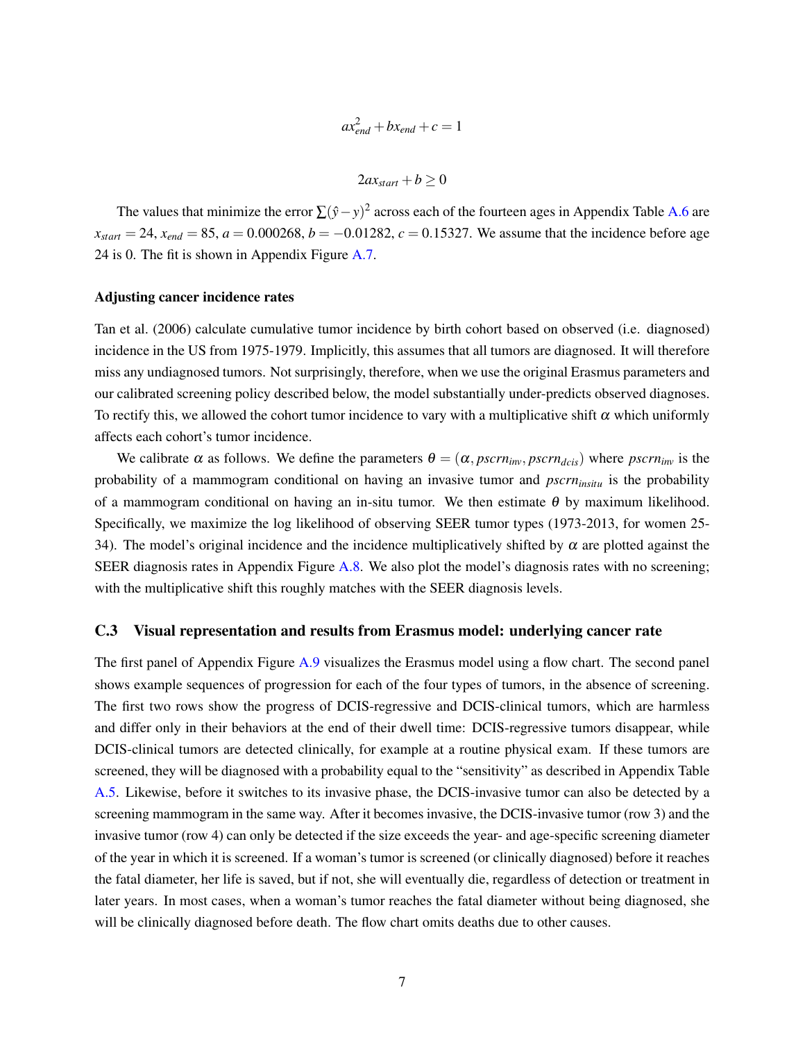$$ax_{end}^2 + bx_{end} + c = 1$$

$$2ax_{start} + b \geq 0$$

The values that minimize the error $\sum(\hat{y} - y)^2$ across each of the fourteen ages in Appendix Table A.6 are $x_{start} = 24$, $x_{end} = 85$, $a = 0.000268$, $b = -0.01282$, $c = 0.15327$. We assume that the incidence before age 24 is 0. The fit is shown in Appendix Figure A.7.

#### Adjusting cancer incidence rates

Tan et al. (2006) calculate cumulative tumor incidence by birth cohort based on observed (i.e. diagnosed) incidence in the US from 1975-1979. Implicitly, this assumes that all tumors are diagnosed. It will therefore miss any undiagnosed tumors. Not surprisingly, therefore, when we use the original Erasmus parameters and our calibrated screening policy described below, the model substantially under-predicts observed diagnoses. To rectify this, we allowed the cohort tumor incidence to vary with a multiplicative shift $\alpha$ which uniformly affects each cohort's tumor incidence.

We calibrate $\alpha$ as follows. We define the parameters $\theta = (\alpha, pscrn_{inv}, pscrn_{dcis})$ where $pscrn_{inv}$ is the probability of a mammogram conditional on having an invasive tumor and $pscrn_{insitu}$ is the probability of a mammogram conditional on having an in-situ tumor. We then estimate $\theta$ by maximum likelihood. Specifically, we maximize the log likelihood of observing SEER tumor types (1973-2013, for women 25-34). The model's original incidence and the incidence multiplicatively shifted by $\alpha$ are plotted against the SEER diagnosis rates in Appendix Figure A.8. We also plot the model's diagnosis rates with no screening; with the multiplicative shift this roughly matches with the SEER diagnosis levels.

### C.3 Visual representation and results from Erasmus model: underlying cancer rate

The first panel of Appendix Figure A.9 visualizes the Erasmus model using a flow chart. The second panel shows example sequences of progression for each of the four types of tumors, in the absence of screening. The first two rows show the progress of DCIS-regressive and DCIS-clinical tumors, which are harmless and differ only in their behaviors at the end of their dwell time: DCIS-regressive tumors disappear, while DCIS-clinical tumors are detected clinically, for example at a routine physical exam. If these tumors are screened, they will be diagnosed with a probability equal to the "sensitivity" as described in Appendix Table A.5. Likewise, before it switches to its invasive phase, the DCIS-invasive tumor can also be detected by a screening mammogram in the same way. After it becomes invasive, the DCIS-invasive tumor (row 3) and the invasive tumor (row 4) can only be detected if the size exceeds the year- and age-specific screening diameter of the year in which it is screened. If a woman's tumor is screened (or clinically diagnosed) before it reaches the fatal diameter, her life is saved, but if not, she will eventually die, regardless of detection or treatment in later years. In most cases, when a woman's tumor reaches the fatal diameter without being diagnosed, she will be clinically diagnosed before death. The flow chart omits deaths due to other causes.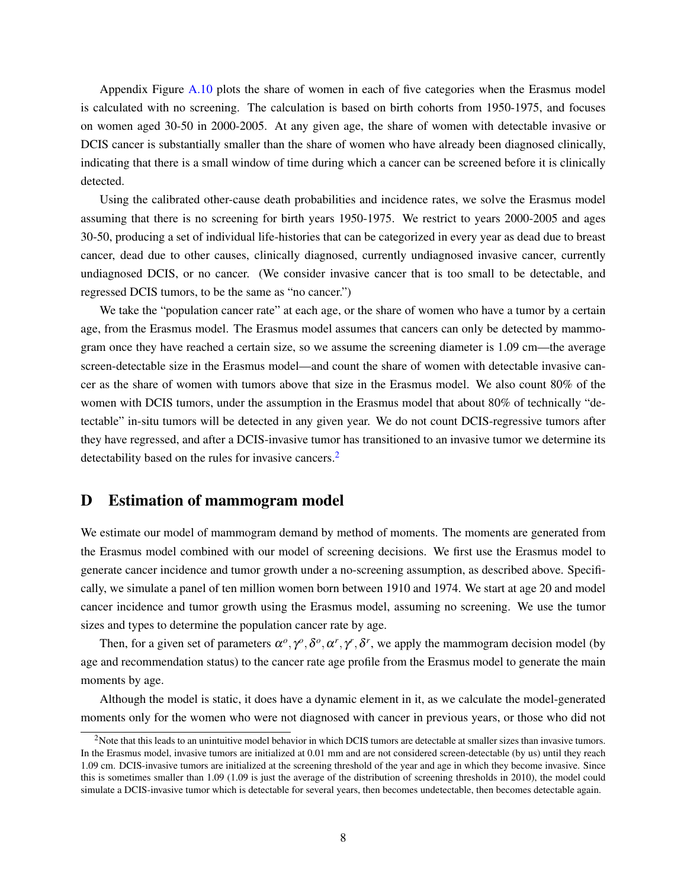Appendix Figure A.10 plots the share of women in each of five categories when the Erasmus model is calculated with no screening. The calculation is based on birth cohorts from 1950-1975, and focuses on women aged 30-50 in 2000-2005. At any given age, the share of women with detectable invasive or DCIS cancer is substantially smaller than the share of women who have already been diagnosed clinically, indicating that there is a small window of time during which a cancer can be screened before it is clinically detected.

Using the calibrated other-cause death probabilities and incidence rates, we solve the Erasmus model assuming that there is no screening for birth years 1950-1975. We restrict to years 2000-2005 and ages 30-50, producing a set of individual life-histories that can be categorized in every year as dead due to breast cancer, dead due to other causes, clinically diagnosed, currently undiagnosed invasive cancer, currently undiagnosed DCIS, or no cancer. (We consider invasive cancer that is too small to be detectable, and regressed DCIS tumors, to be the same as "no cancer.")

We take the "population cancer rate" at each age, or the share of women who have a tumor by a certain age, from the Erasmus model. The Erasmus model assumes that cancers can only be detected by mammogram once they have reached a certain size, so we assume the screening diameter is 1.09 cm—the average screen-detectable size in the Erasmus model—and count the share of women with detectable invasive cancer as the share of women with tumors above that size in the Erasmus model. We also count 80% of the women with DCIS tumors, under the assumption in the Erasmus model that about 80% of technically "detectable" in-situ tumors will be detected in any given year. We do not count DCIS-regressive tumors after they have regressed, and after a DCIS-invasive tumor has transitioned to an invasive tumor we determine its detectability based on the rules for invasive cancers.[2]

# D Estimation of mammogram model

We estimate our model of mammogram demand by method of moments. The moments are generated from the Erasmus model combined with our model of screening decisions. We first use the Erasmus model to generate cancer incidence and tumor growth under a no-screening assumption, as described above. Specifically, we simulate a panel of ten million women born between 1910 and 1974. We start at age 20 and model cancer incidence and tumor growth using the Erasmus model, assuming no screening. We use the tumor sizes and types to determine the population cancer rate by age.

Then, for a given set of parameters $\alpha^o, \gamma^o, \delta^o, \alpha^r, \gamma^r, \delta^r$, we apply the mammogram decision model (by age and recommendation status) to the cancer rate age profile from the Erasmus model to generate the main moments by age.

Although the model is static, it does have a dynamic element in it, as we calculate the model-generated moments only for the women who were not diagnosed with cancer in previous years, or those who did not

[2] Note that this leads to an unintuitive model behavior in which DCIS tumors are detectable at smaller sizes than invasive tumors. In the Erasmus model, invasive tumors are initialized at 0.01 mm and are not considered screen-detectable (by us) until they reach 1.09 cm. DCIS-invasive tumors are initialized at the screening threshold of the year and age in which they become invasive. Since this is sometimes smaller than 1.09 (1.09 is just the average of the distribution of screening thresholds in 2010), the model could simulate a DCIS-invasive tumor which is detectable for several years, then becomes undetectable, then becomes detectable again.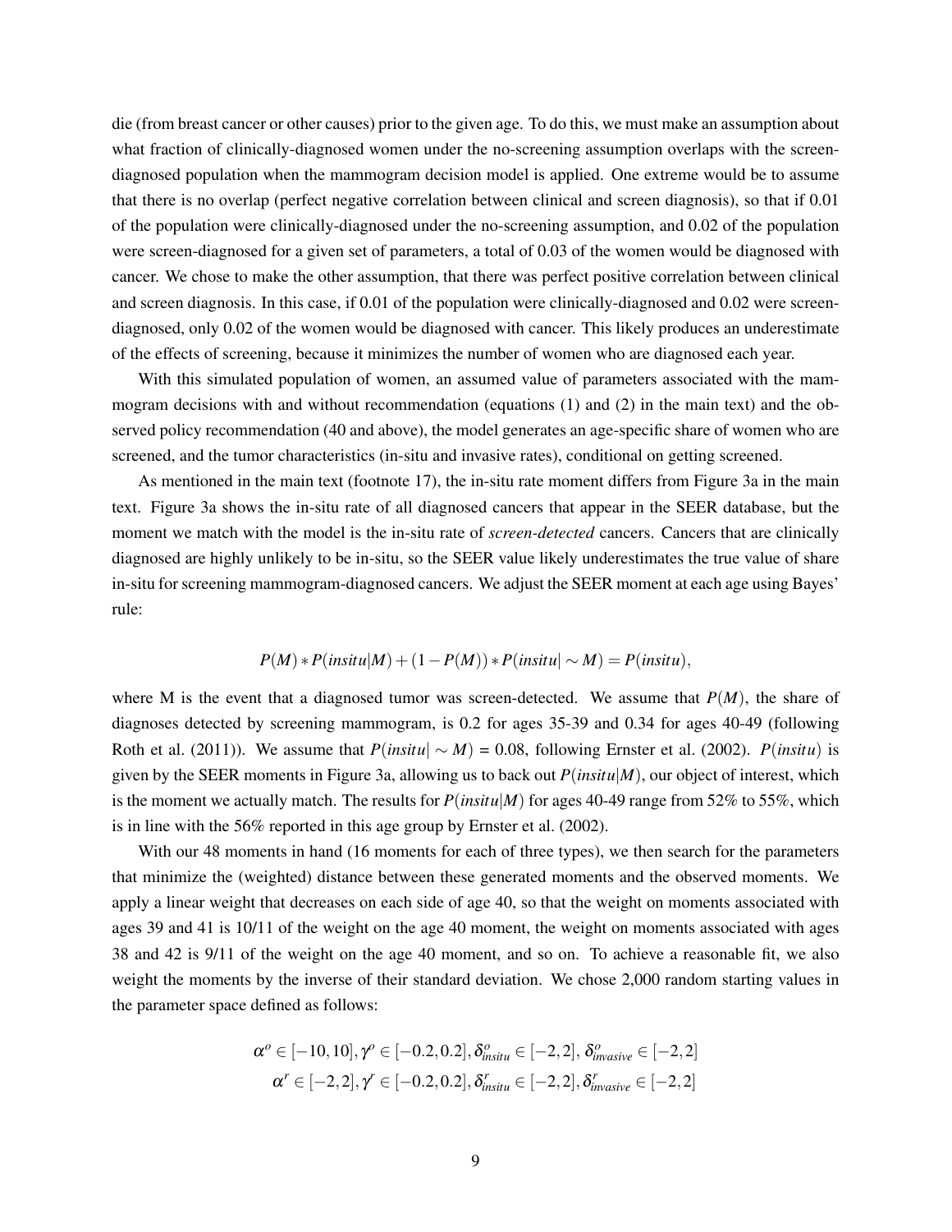die (from breast cancer or other causes) prior to the given age. To do this, we must make an assumption about what fraction of clinically-diagnosed women under the no-screening assumption overlaps with the screen-diagnosed population when the mammogram decision model is applied. One extreme would be to assume that there is no overlap (perfect negative correlation between clinical and screen diagnosis), so that if 0.01 of the population were clinically-diagnosed under the no-screening assumption, and 0.02 of the population were screen-diagnosed for a given set of parameters, a total of 0.03 of the women would be diagnosed with cancer. We chose to make the other assumption, that there was perfect positive correlation between clinical and screen diagnosis. In this case, if 0.01 of the population were clinically-diagnosed and 0.02 were screen-diagnosed, only 0.02 of the women would be diagnosed with cancer. This likely produces an underestimate of the effects of screening, because it minimizes the number of women who are diagnosed each year.

With this simulated population of women, an assumed value of parameters associated with the mammogram decisions with and without recommendation (equations (1) and (2) in the main text) and the observed policy recommendation (40 and above), the model generates an age-specific share of women who are screened, and the tumor characteristics (in-situ and invasive rates), conditional on getting screened.

As mentioned in the main text (footnote 17), the in-situ rate moment differs from Figure 3a in the main text. Figure 3a shows the in-situ rate of all diagnosed cancers that appear in the SEER database, but the moment we match with the model is the in-situ rate of *screen-detected* cancers. Cancers that are clinically diagnosed are highly unlikely to be in-situ, so the SEER value likely underestimates the true value of share in-situ for screening mammogram-diagnosed cancers. We adjust the SEER moment at each age using Bayes' rule:

$$P(M) * P(insitu|M) + (1 - P(M)) * P(insitu| \sim M) = P(insitu),$$

where M is the event that a diagnosed tumor was screen-detected. We assume that $P(M)$, the share of diagnoses detected by screening mammogram, is 0.2 for ages 35-39 and 0.34 for ages 40-49 (following Roth et al. (2011)). We assume that $P(insitu| \sim M)$ = 0.08, following Ernster et al. (2002). $P(insitu)$ is given by the SEER moments in Figure 3a, allowing us to back out $P(insitu|M)$, our object of interest, which is the moment we actually match. The results for $P(insitu|M)$ for ages 40-49 range from 52% to 55%, which is in line with the 56% reported in this age group by Ernster et al. (2002).

With our 48 moments in hand (16 moments for each of three types), we then search for the parameters that minimize the (weighted) distance between these generated moments and the observed moments. We apply a linear weight that decreases on each side of age 40, so that the weight on moments associated with ages 39 and 41 is 10/11 of the weight on the age 40 moment, the weight on moments associated with ages 38 and 42 is 9/11 of the weight on the age 40 moment, and so on. To achieve a reasonable fit, we also weight the moments by the inverse of their standard deviation. We chose 2,000 random starting values in the parameter space defined as follows:

$$\alpha^o \in [-10, 10], \gamma^o \in [-0.2, 0.2], \delta^o_{insitu} \in [-2, 2], \delta^o_{invasive} \in [-2, 2]$$
$$\alpha^r \in [-2, 2], \gamma^r \in [-0.2, 0.2], \delta^r_{insitu} \in [-2, 2], \delta^r_{invasive} \in [-2, 2]$$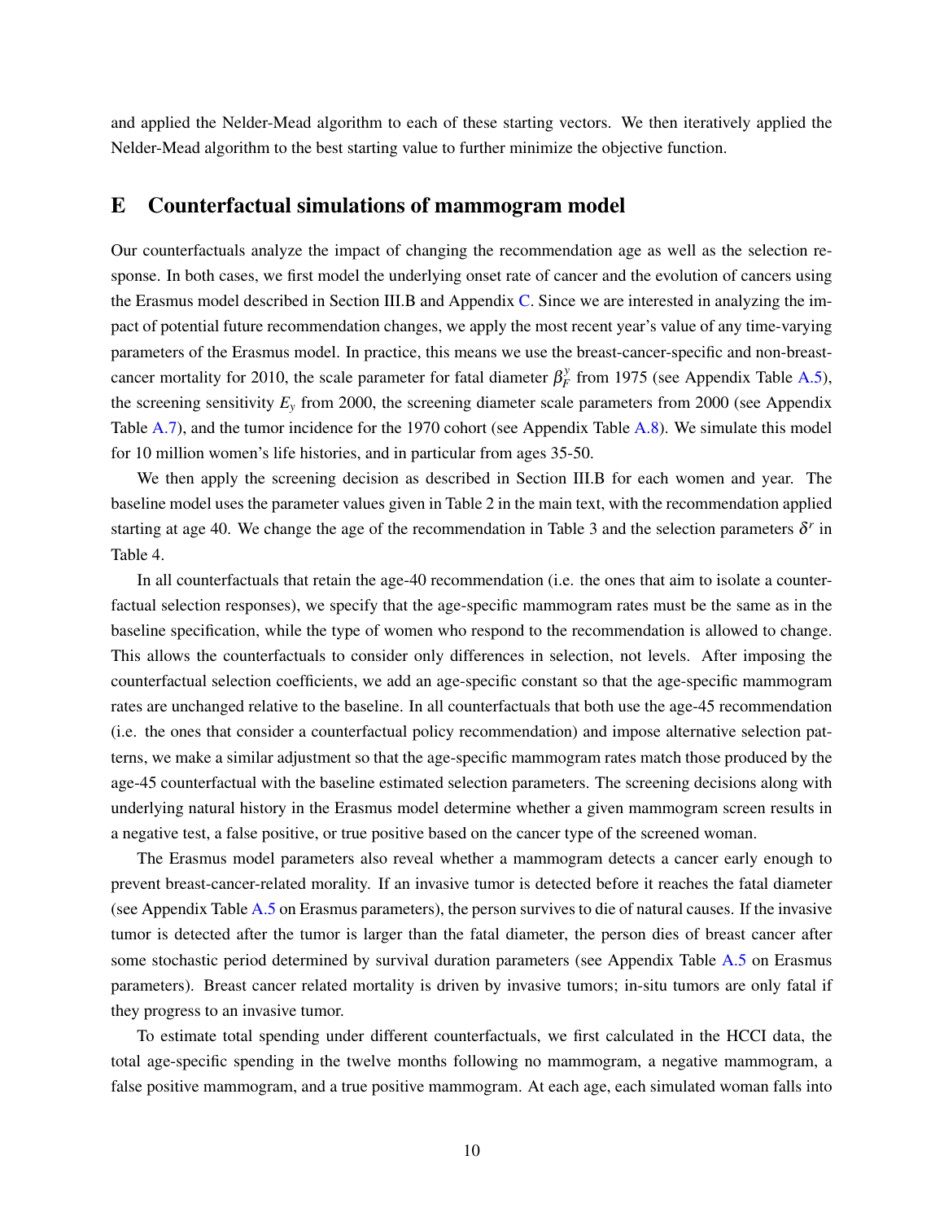and applied the Nelder-Mead algorithm to each of these starting vectors. We then iteratively applied the Nelder-Mead algorithm to the best starting value to further minimize the objective function.

# E Counterfactual simulations of mammogram model

Our counterfactuals analyze the impact of changing the recommendation age as well as the selection response. In both cases, we first model the underlying onset rate of cancer and the evolution of cancers using the Erasmus model described in Section III.B and Appendix C. Since we are interested in analyzing the impact of potential future recommendation changes, we apply the most recent year's value of any time-varying parameters of the Erasmus model. In practice, this means we use the breast-cancer-specific and non-breast-cancer mortality for 2010, the scale parameter for fatal diameter $\beta_F^y$ from 1975 (see Appendix Table A.5), the screening sensitivity $E_y$ from 2000, the screening diameter scale parameters from 2000 (see Appendix Table A.7), and the tumor incidence for the 1970 cohort (see Appendix Table A.8). We simulate this model for 10 million women's life histories, and in particular from ages 35-50.

We then apply the screening decision as described in Section III.B for each women and year. The baseline model uses the parameter values given in Table 2 in the main text, with the recommendation applied starting at age 40. We change the age of the recommendation in Table 3 and the selection parameters $\delta^r$ in Table 4.

In all counterfactuals that retain the age-40 recommendation (i.e. the ones that aim to isolate a counterfactual selection responses), we specify that the age-specific mammogram rates must be the same as in the baseline specification, while the type of women who respond to the recommendation is allowed to change. This allows the counterfactuals to consider only differences in selection, not levels. After imposing the counterfactual selection coefficients, we add an age-specific constant so that the age-specific mammogram rates are unchanged relative to the baseline. In all counterfactuals that both use the age-45 recommendation (i.e. the ones that consider a counterfactual policy recommendation) and impose alternative selection patterns, we make a similar adjustment so that the age-specific mammogram rates match those produced by the age-45 counterfactual with the baseline estimated selection parameters. The screening decisions along with underlying natural history in the Erasmus model determine whether a given mammogram screen results in a negative test, a false positive, or true positive based on the cancer type of the screened woman.

The Erasmus model parameters also reveal whether a mammogram detects a cancer early enough to prevent breast-cancer-related morality. If an invasive tumor is detected before it reaches the fatal diameter (see Appendix Table A.5 on Erasmus parameters), the person survives to die of natural causes. If the invasive tumor is detected after the tumor is larger than the fatal diameter, the person dies of breast cancer after some stochastic period determined by survival duration parameters (see Appendix Table A.5 on Erasmus parameters). Breast cancer related mortality is driven by invasive tumors; in-situ tumors are only fatal if they progress to an invasive tumor.

To estimate total spending under different counterfactuals, we first calculated in the HCCI data, the total age-specific spending in the twelve months following no mammogram, a negative mammogram, a false positive mammogram, and a true positive mammogram. At each age, each simulated woman falls into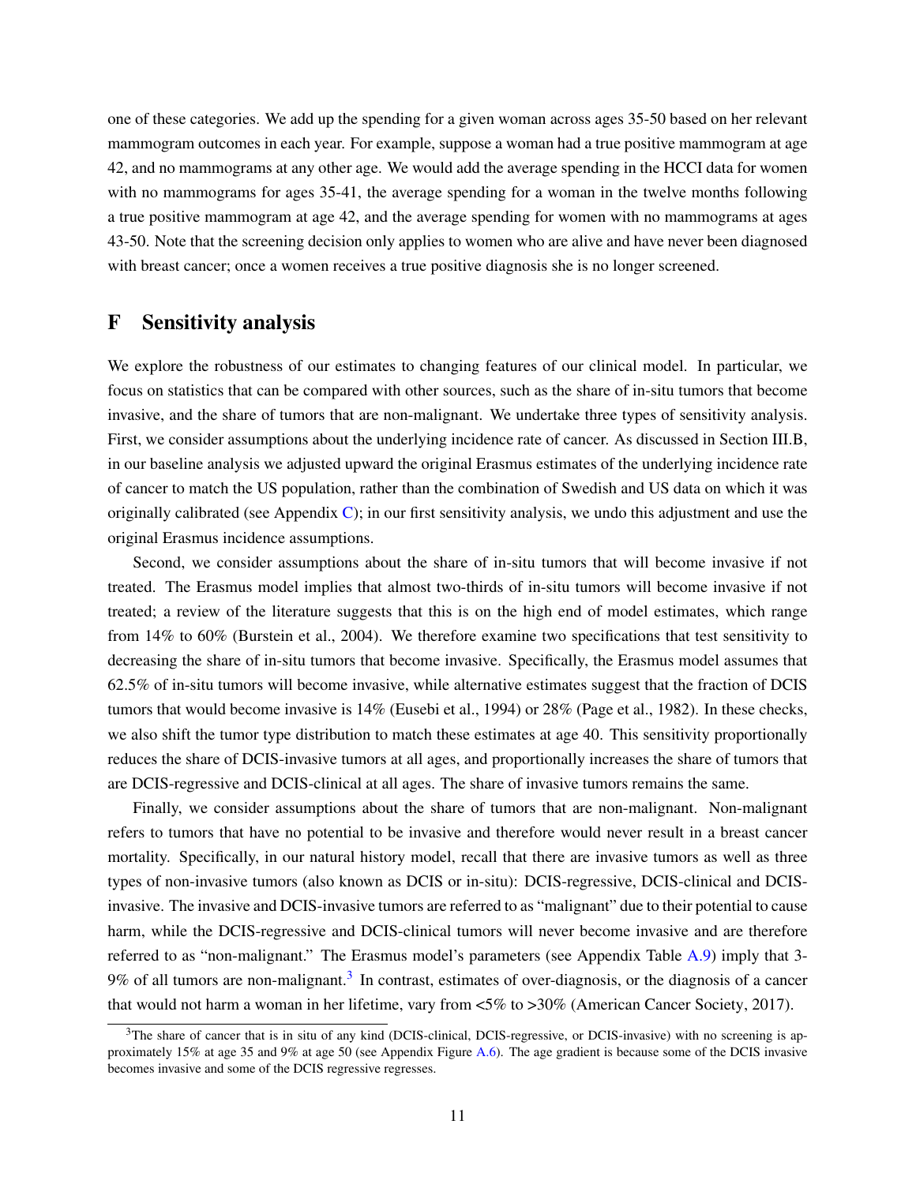one of these categories. We add up the spending for a given woman across ages 35-50 based on her relevant mammogram outcomes in each year. For example, suppose a woman had a true positive mammogram at age 42, and no mammograms at any other age. We would add the average spending in the HCCI data for women with no mammograms for ages 35-41, the average spending for a woman in the twelve months following a true positive mammogram at age 42, and the average spending for women with no mammograms at ages 43-50. Note that the screening decision only applies to women who are alive and have never been diagnosed with breast cancer; once a women receives a true positive diagnosis she is no longer screened.

# F Sensitivity analysis

We explore the robustness of our estimates to changing features of our clinical model. In particular, we focus on statistics that can be compared with other sources, such as the share of in-situ tumors that become invasive, and the share of tumors that are non-malignant. We undertake three types of sensitivity analysis. First, we consider assumptions about the underlying incidence rate of cancer. As discussed in Section III.B, in our baseline analysis we adjusted upward the original Erasmus estimates of the underlying incidence rate of cancer to match the US population, rather than the combination of Swedish and US data on which it was originally calibrated (see Appendix C); in our first sensitivity analysis, we undo this adjustment and use the original Erasmus incidence assumptions.

Second, we consider assumptions about the share of in-situ tumors that will become invasive if not treated. The Erasmus model implies that almost two-thirds of in-situ tumors will become invasive if not treated; a review of the literature suggests that this is on the high end of model estimates, which range from 14% to 60% (Burstein et al., 2004). We therefore examine two specifications that test sensitivity to decreasing the share of in-situ tumors that become invasive. Specifically, the Erasmus model assumes that 62.5% of in-situ tumors will become invasive, while alternative estimates suggest that the fraction of DCIS tumors that would become invasive is 14% (Eusebi et al., 1994) or 28% (Page et al., 1982). In these checks, we also shift the tumor type distribution to match these estimates at age 40. This sensitivity proportionally reduces the share of DCIS-invasive tumors at all ages, and proportionally increases the share of tumors that are DCIS-regressive and DCIS-clinical at all ages. The share of invasive tumors remains the same.

Finally, we consider assumptions about the share of tumors that are non-malignant. Non-malignant refers to tumors that have no potential to be invasive and therefore would never result in a breast cancer mortality. Specifically, in our natural history model, recall that there are invasive tumors as well as three types of non-invasive tumors (also known as DCIS or in-situ): DCIS-regressive, DCIS-clinical and DCIS-invasive. The invasive and DCIS-invasive tumors are referred to as "malignant" due to their potential to cause harm, while the DCIS-regressive and DCIS-clinical tumors will never become invasive and are therefore referred to as "non-malignant." The Erasmus model's parameters (see Appendix Table A.9) imply that 3-9% of all tumors are non-malignant.[3] In contrast, estimates of over-diagnosis, or the diagnosis of a cancer that would not harm a woman in her lifetime, vary from <5% to >30% (American Cancer Society, 2017).

[3]The share of cancer that is in situ of any kind (DCIS-clinical, DCIS-regressive, or DCIS-invasive) with no screening is approximately 15% at age 35 and 9% at age 50 (see Appendix Figure A.6). The age gradient is because some of the DCIS invasive becomes invasive and some of the DCIS regressive regresses.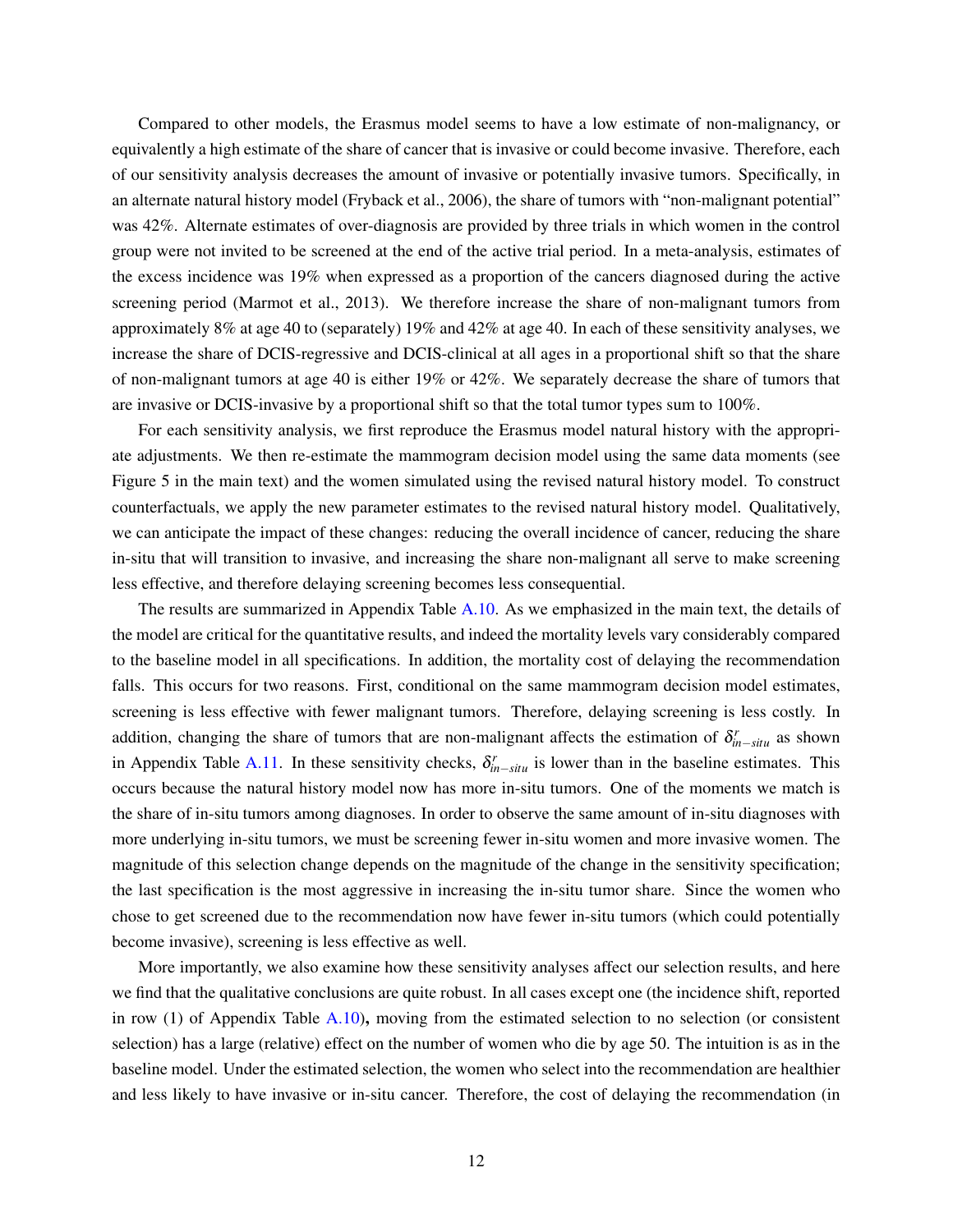Compared to other models, the Erasmus model seems to have a low estimate of non-malignancy, or equivalently a high estimate of the share of cancer that is invasive or could become invasive. Therefore, each of our sensitivity analysis decreases the amount of invasive or potentially invasive tumors. Specifically, in an alternate natural history model (Fryback et al., 2006), the share of tumors with "non-malignant potential" was 42%. Alternate estimates of over-diagnosis are provided by three trials in which women in the control group were not invited to be screened at the end of the active trial period. In a meta-analysis, estimates of the excess incidence was 19% when expressed as a proportion of the cancers diagnosed during the active screening period (Marmot et al., 2013). We therefore increase the share of non-malignant tumors from approximately 8% at age 40 to (separately) 19% and 42% at age 40. In each of these sensitivity analyses, we increase the share of DCIS-regressive and DCIS-clinical at all ages in a proportional shift so that the share of non-malignant tumors at age 40 is either 19% or 42%. We separately decrease the share of tumors that are invasive or DCIS-invasive by a proportional shift so that the total tumor types sum to 100%.

For each sensitivity analysis, we first reproduce the Erasmus model natural history with the appropriate adjustments. We then re-estimate the mammogram decision model using the same data moments (see Figure 5 in the main text) and the women simulated using the revised natural history model. To construct counterfactuals, we apply the new parameter estimates to the revised natural history model. Qualitatively, we can anticipate the impact of these changes: reducing the overall incidence of cancer, reducing the share in-situ that will transition to invasive, and increasing the share non-malignant all serve to make screening less effective, and therefore delaying screening becomes less consequential.

The results are summarized in Appendix Table A.10. As we emphasized in the main text, the details of the model are critical for the quantitative results, and indeed the mortality levels vary considerably compared to the baseline model in all specifications. In addition, the mortality cost of delaying the recommendation falls. This occurs for two reasons. First, conditional on the same mammogram decision model estimates, screening is less effective with fewer malignant tumors. Therefore, delaying screening is less costly. In addition, changing the share of tumors that are non-malignant affects the estimation of $\delta^{r}_{in-situ}$ as shown in Appendix Table A.11. In these sensitivity checks, $\delta^{r}_{in-situ}$ is lower than in the baseline estimates. This occurs because the natural history model now has more in-situ tumors. One of the moments we match is the share of in-situ tumors among diagnoses. In order to observe the same amount of in-situ diagnoses with more underlying in-situ tumors, we must be screening fewer in-situ women and more invasive women. The magnitude of this selection change depends on the magnitude of the change in the sensitivity specification; the last specification is the most aggressive in increasing the in-situ tumor share. Since the women who chose to get screened due to the recommendation now have fewer in-situ tumors (which could potentially become invasive), screening is less effective as well.

More importantly, we also examine how these sensitivity analyses affect our selection results, and here we find that the qualitative conclusions are quite robust. In all cases except one (the incidence shift, reported in row (1) of Appendix Table A.10)**,** moving from the estimated selection to no selection (or consistent selection) has a large (relative) effect on the number of women who die by age 50. The intuition is as in the baseline model. Under the estimated selection, the women who select into the recommendation are healthier and less likely to have invasive or in-situ cancer. Therefore, the cost of delaying the recommendation (in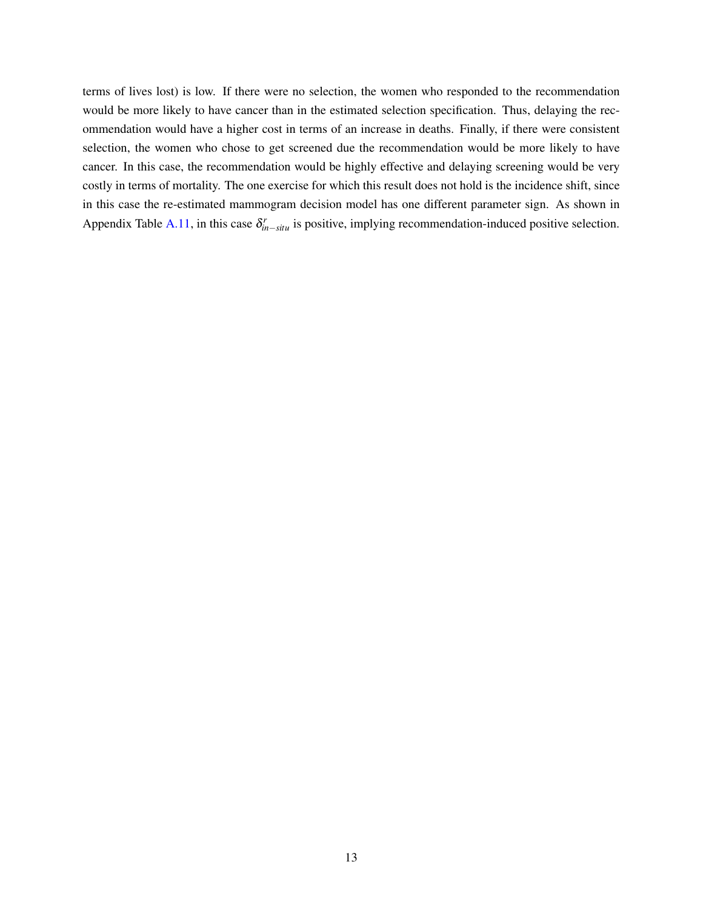terms of lives lost) is low. If there were no selection, the women who responded to the recommendation would be more likely to have cancer than in the estimated selection specification. Thus, delaying the recommendation would have a higher cost in terms of an increase in deaths. Finally, if there were consistent selection, the women who chose to get screened due the recommendation would be more likely to have cancer. In this case, the recommendation would be highly effective and delaying screening would be very costly in terms of mortality. The one exercise for which this result does not hold is the incidence shift, since in this case the re-estimated mammogram decision model has one different parameter sign. As shown in Appendix Table A.11, in this case $\delta^{r}_{in-situ}$ is positive, implying recommendation-induced positive selection.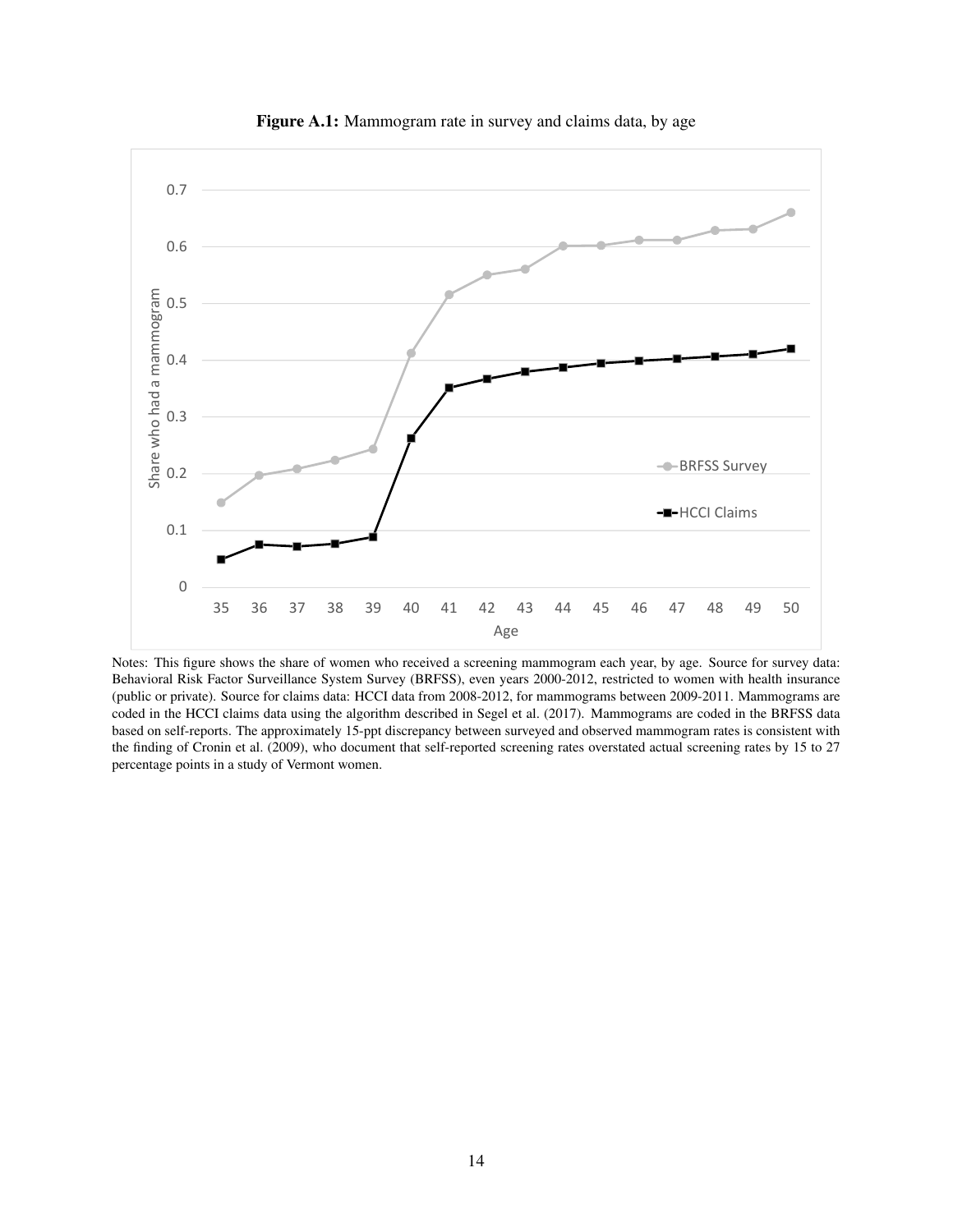**Figure A.1:** Mammogram rate in survey and claims data, by age

0.7
0.6
0.5
0.4
0.3
0.2
0.1
0

Share who had a mammogram

35 36 37 38 39 40 41 42 43 44 45 46 47 48 49 50

Age

BRFSS Survey

HCCI Claims

Notes: This figure shows the share of women who received a screening mammogram each year, by age. Source for survey data: Behavioral Risk Factor Surveillance System Survey (BRFSS), even years 2000-2012, restricted to women with health insurance (public or private). Source for claims data: HCCI data from 2008-2012, for mammograms between 2009-2011. Mammograms are coded in the HCCI claims data using the algorithm described in Segel et al. (2017). Mammograms are coded in the BRFSS data based on self-reports. The approximately 15-ppt discrepancy between surveyed and observed mammogram rates is consistent with the finding of Cronin et al. (2009), who document that self-reported screening rates overstated actual screening rates by 15 to 27 percentage points in a study of Vermont women.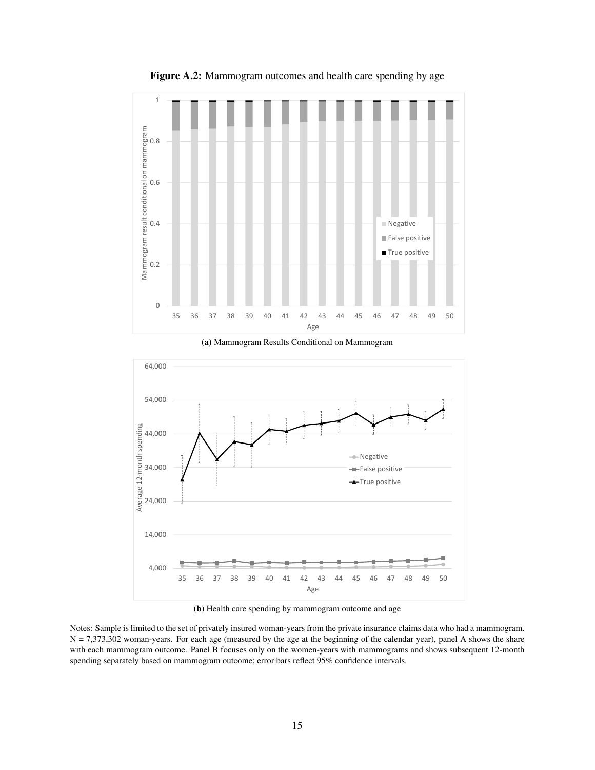**Figure A.2:** Mammogram outcomes and health care spending by age

Mammogram result conditional on mammogram

1
0.8
0.6
0.4
0.2
0

35 36 37 38 39 40 41 42 43 44 45 46 47 48 49 50

Age

Negative
False positive
True positive

**(a)** Mammogram Results Conditional on Mammogram

Average 12-month spending

64,000
54,000
44,000
34,000
24,000
14,000
4,000

35 36 37 38 39 40 41 42 43 44 45 46 47 48 49 50

Age

Negative
False positive
True positive

**(b)** Health care spending by mammogram outcome and age

Notes: Sample is limited to the set of privately insured woman-years from the private insurance claims data who had a mammogram. N = 7,373,302 woman-years. For each age (measured by the age at the beginning of the calendar year), panel A shows the share with each mammogram outcome. Panel B focuses only on the women-years with mammograms and shows subsequent 12-month spending separately based on mammogram outcome; error bars reflect 95% confidence intervals.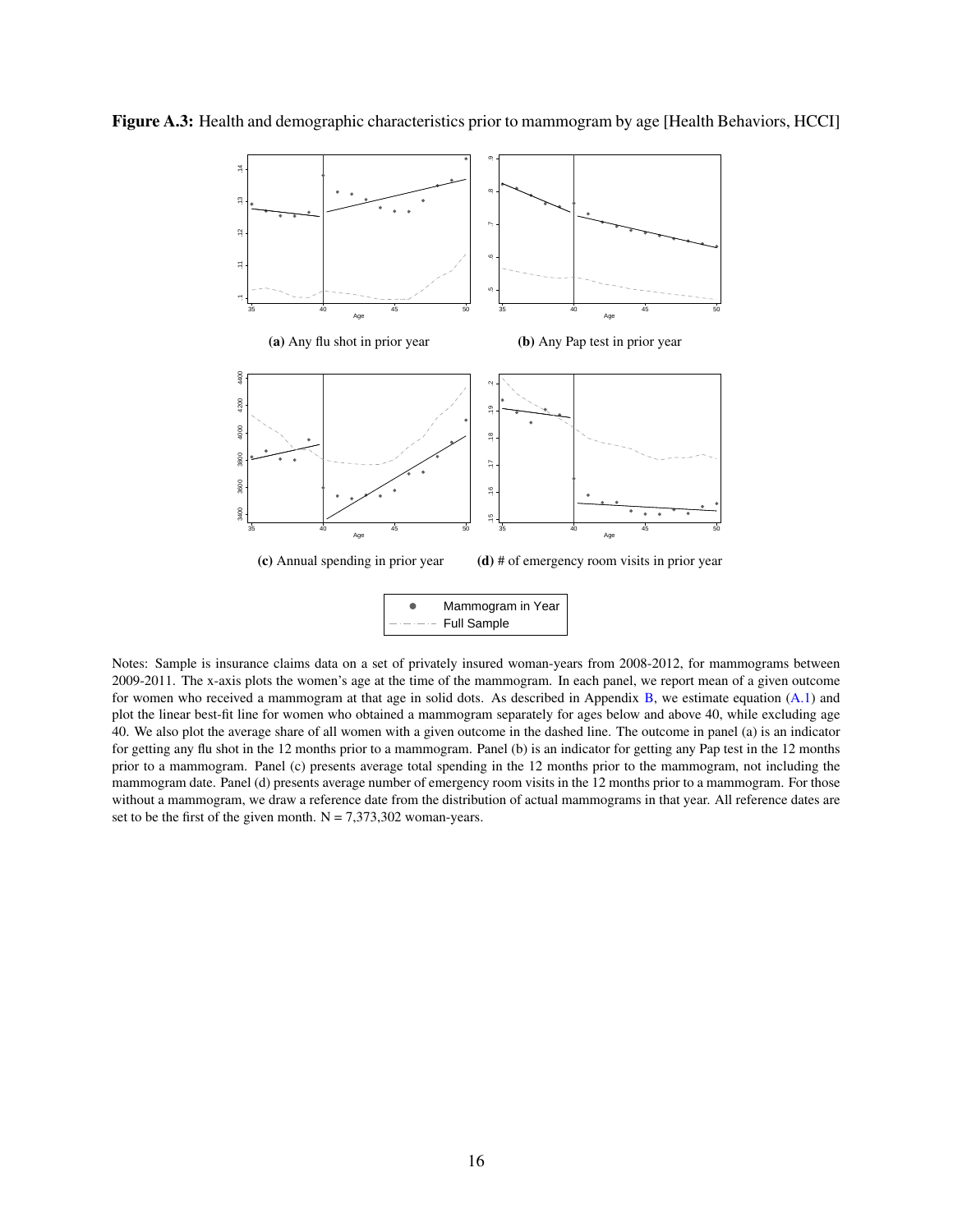**Figure A.3:** Health and demographic characteristics prior to mammogram by age [Health Behaviors, HCCI]

**(a)** Any flu shot in prior year

**(b)** Any Pap test in prior year

**(c)** Annual spending in prior year

**(d)** # of emergency room visits in prior year

Mammogram in Year
Full Sample

Notes: Sample is insurance claims data on a set of privately insured woman-years from 2008-2012, for mammograms between 2009-2011. The x-axis plots the women's age at the time of the mammogram. In each panel, we report mean of a given outcome for women who received a mammogram at that age in solid dots. As described in Appendix B, we estimate equation (A.1) and plot the linear best-fit line for women who obtained a mammogram separately for ages below and above 40, while excluding age 40. We also plot the average share of all women with a given outcome in the dashed line. The outcome in panel (a) is an indicator for getting any flu shot in the 12 months prior to a mammogram. Panel (b) is an indicator for getting any Pap test in the 12 months prior to a mammogram. Panel (c) presents average total spending in the 12 months prior to the mammogram, not including the mammogram date. Panel (d) presents average number of emergency room visits in the 12 months prior to a mammogram. For those without a mammogram, we draw a reference date from the distribution of actual mammograms in that year. All reference dates are set to be the first of the given month. N = 7,373,302 woman-years.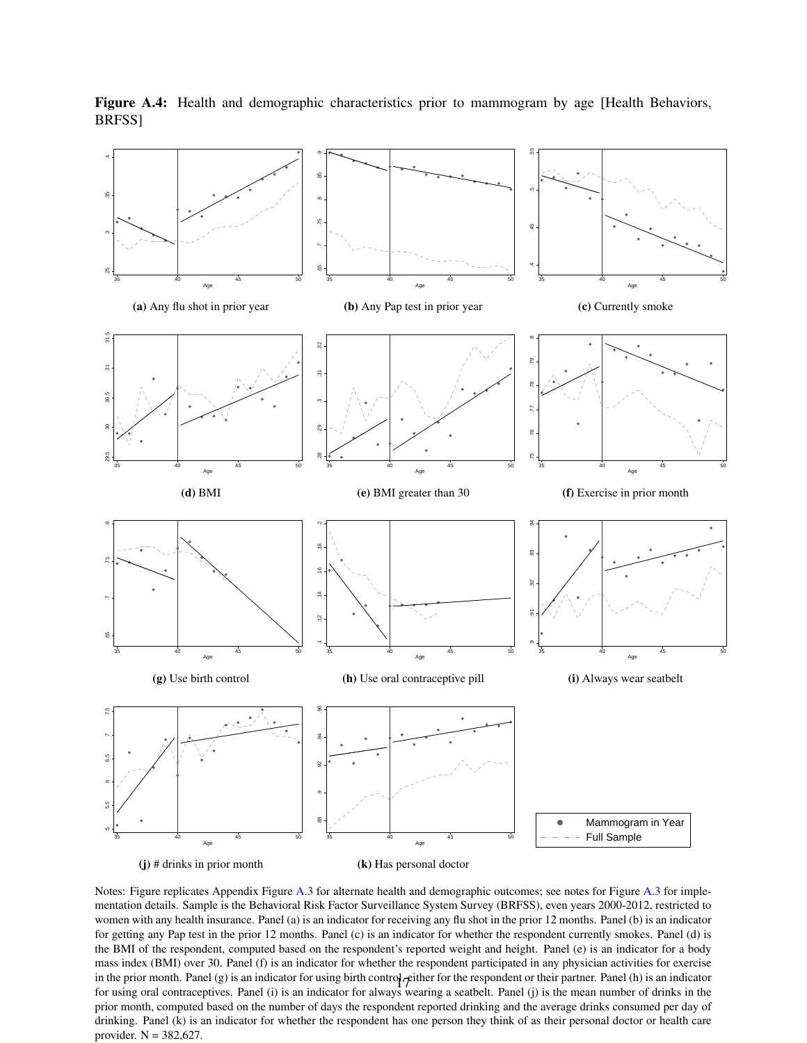**Figure A.4:** Health and demographic characteristics prior to mammogram by age [Health Behaviors, BRFSS]

.4
.35
.3
.25
35 40 45 50
Age

**(a)** Any flu shot in prior year

.9
.85
.8
.75
.7
.65
35 40 45 50
Age

**(b)** Any Pap test in prior year

.55
.5
.45
.4
35 40 45 50
Age

**(c)** Currently smoke

31.5
31
30.5
30
29.5
35 40 45 50
Age

**(d)** BMI

.32
.31
.3
.29
.28
35 40 45 50
Age

**(e)** BMI greater than 30

.8
.79
.78
.77
.76
.75
35 40 45 50
Age

**(f)** Exercise in prior month

.8
.75
.7
.65
35 40 45 50
Age

**(g)** Use birth control

.2
.18
.16
.14
.12
.1
35 40 45 50
Age

**(h)** Use oral contraceptive pill

.94
.93
.92
.91
.9
35 40 45 50
Age

**(i)** Always wear seatbelt

7.5
7
6.5
6
5.5
5
35 40 45 50
Age

**(j)** # drinks in prior month

.96
.94
.92
.9
.88
35 40 45 50
Age

**(k)** Has personal doctor

Mammogram in Year
Full Sample

Notes: Figure replicates Appendix Figure A.3 for alternate health and demographic outcomes; see notes for Figure A.3 for implementation details. Sample is the Behavioral Risk Factor Surveillance System Survey (BRFSS), even years 2000-2012, restricted to women with any health insurance. Panel (a) is an indicator for receiving any flu shot in the prior 12 months. Panel (b) is an indicator for getting any Pap test in the prior 12 months. Panel (c) is an indicator for whether the respondent currently smokes. Panel (d) is the BMI of the respondent, computed based on the respondent's reported weight and height. Panel (e) is an indicator for a body mass index (BMI) over 30. Panel (f) is an indicator for whether the respondent participated in any physician activities for exercise in the prior month. Panel (g) is an indicator for using birth control either for the respondent or their partner. Panel (h) is an indicator for using oral contraceptives. Panel (i) is an indicator for always wearing a seatbelt. Panel (j) is the mean number of drinks in the prior month, computed based on the number of days the respondent reported drinking and the average drinks consumed per day of drinking. Panel (k) is an indicator for whether the respondent has one person they think of as their personal doctor or health care provider. N = 382,627.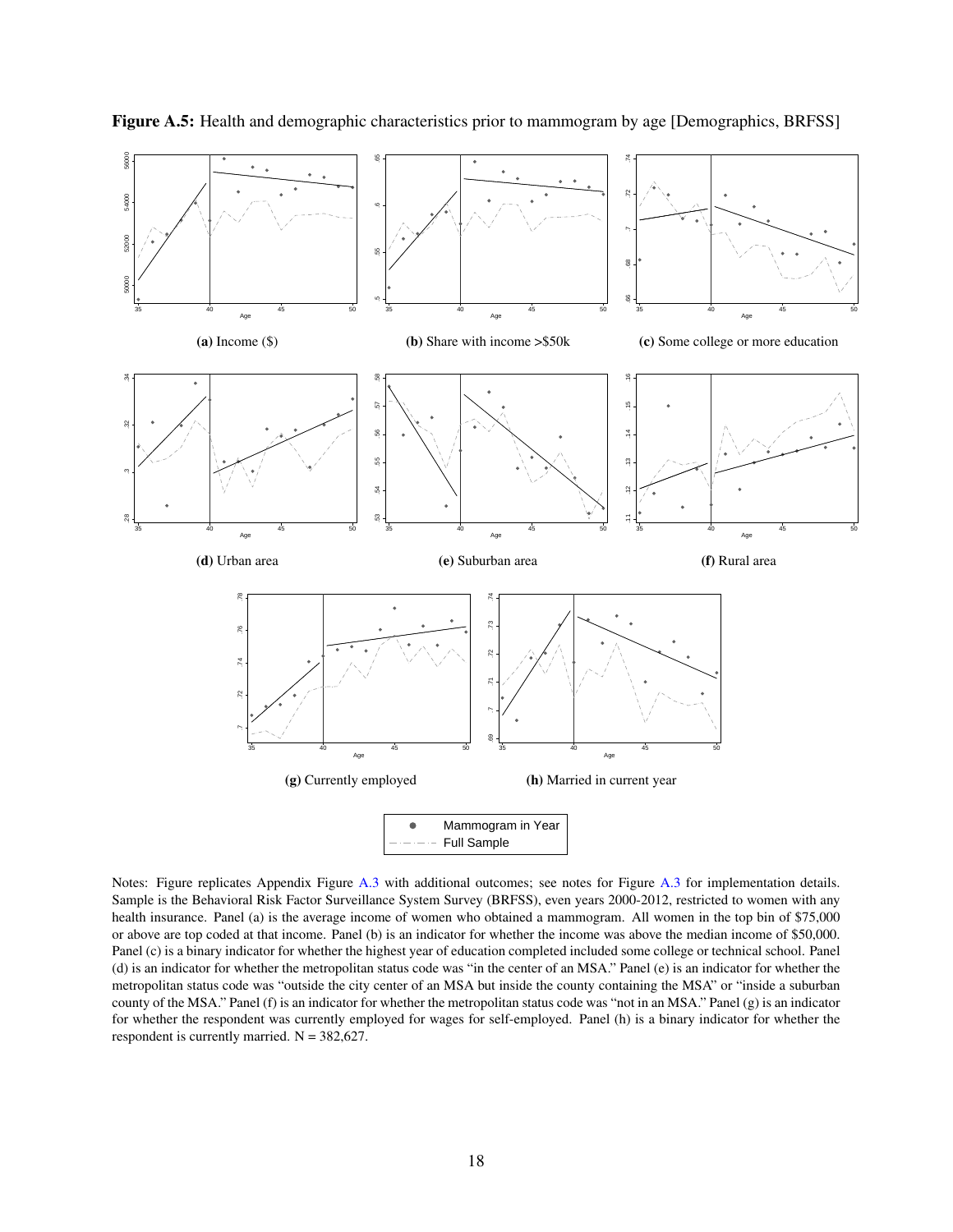**Figure A.5:** Health and demographic characteristics prior to mammogram by age [Demographics, BRFSS]

56000
54000
52000
50000
35 40 45 50
Age

**(a)** Income ($)

.65
.6
.55
.5
35 40 45 50
Age

**(b)** Share with income >$50k

.74
.72
.7
.68
.66
35 40 45 50
Age

**(c)** Some college or more education

.34
.32
.3
.28
35 40 45 50
Age

**(d)** Urban area

.58
.57
.56
.55
.54
.53
35 40 45 50
Age

**(e)** Suburban area

.16
.15
.14
.13
.12
.11
35 40 45 50
Age

**(f)** Rural area

.78
.76
.74
.72
.7
35 40 45 50
Age

**(g)** Currently employed

.74
.73
.72
.71
.7
.69
35 40 45 50
Age

**(h)** Married in current year

Mammogram in Year
Full Sample

Notes: Figure replicates Appendix Figure A.3 with additional outcomes; see notes for Figure A.3 for implementation details. Sample is the Behavioral Risk Factor Surveillance System Survey (BRFSS), even years 2000-2012, restricted to women with any health insurance. Panel (a) is the average income of women who obtained a mammogram. All women in the top bin of $75,000 or above are top coded at that income. Panel (b) is an indicator for whether the income was above the median income of $50,000. Panel (c) is a binary indicator for whether the highest year of education completed included some college or technical school. Panel (d) is an indicator for whether the metropolitan status code was "in the center of an MSA." Panel (e) is an indicator for whether the metropolitan status code was "outside the city center of an MSA but inside the county containing the MSA" or "inside a suburban county of the MSA." Panel (f) is an indicator for whether the metropolitan status code was "not in an MSA." Panel (g) is an indicator for whether the respondent was currently employed for wages for self-employed. Panel (h) is a binary indicator for whether the respondent is currently married. N = 382,627.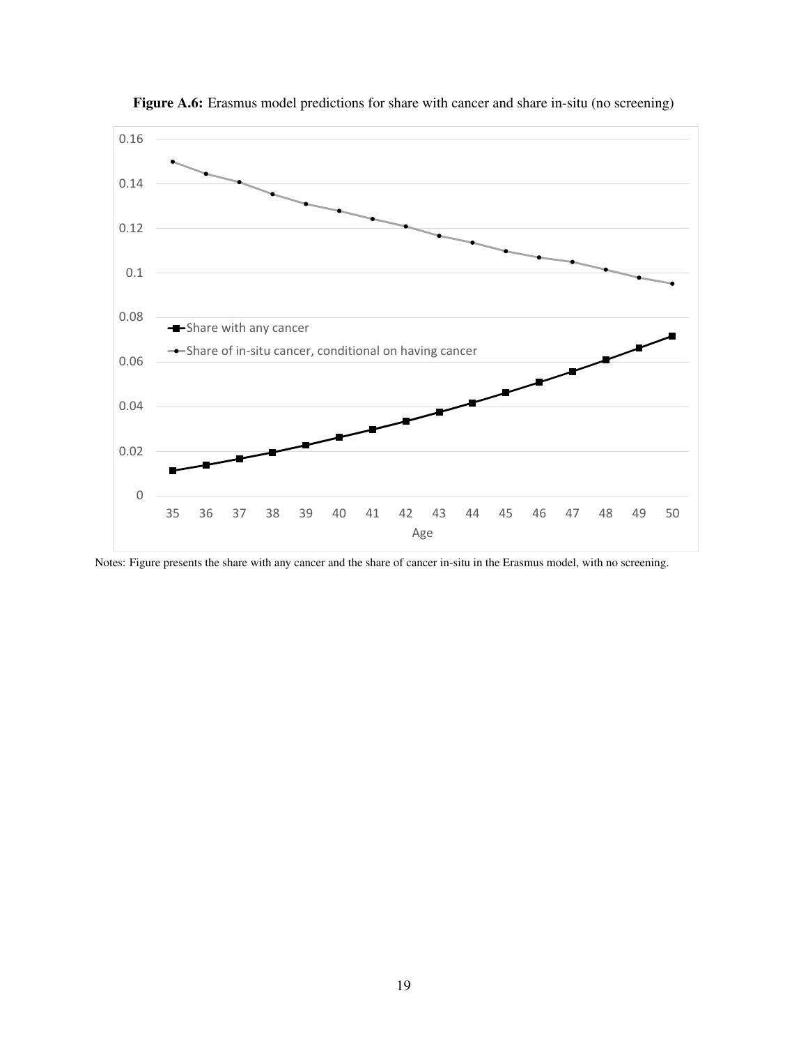**Figure A.6:** Erasmus model predictions for share with cancer and share in-situ (no screening)

0.16
0.14
0.12
0.1
0.08
0.06
0.04
0.02
0

Share with any cancer
Share of in-situ cancer, conditional on having cancer

35 36 37 38 39 40 41 42 43 44 45 46 47 48 49 50
Age

Notes: Figure presents the share with any cancer and the share of cancer in-situ in the Erasmus model, with no screening.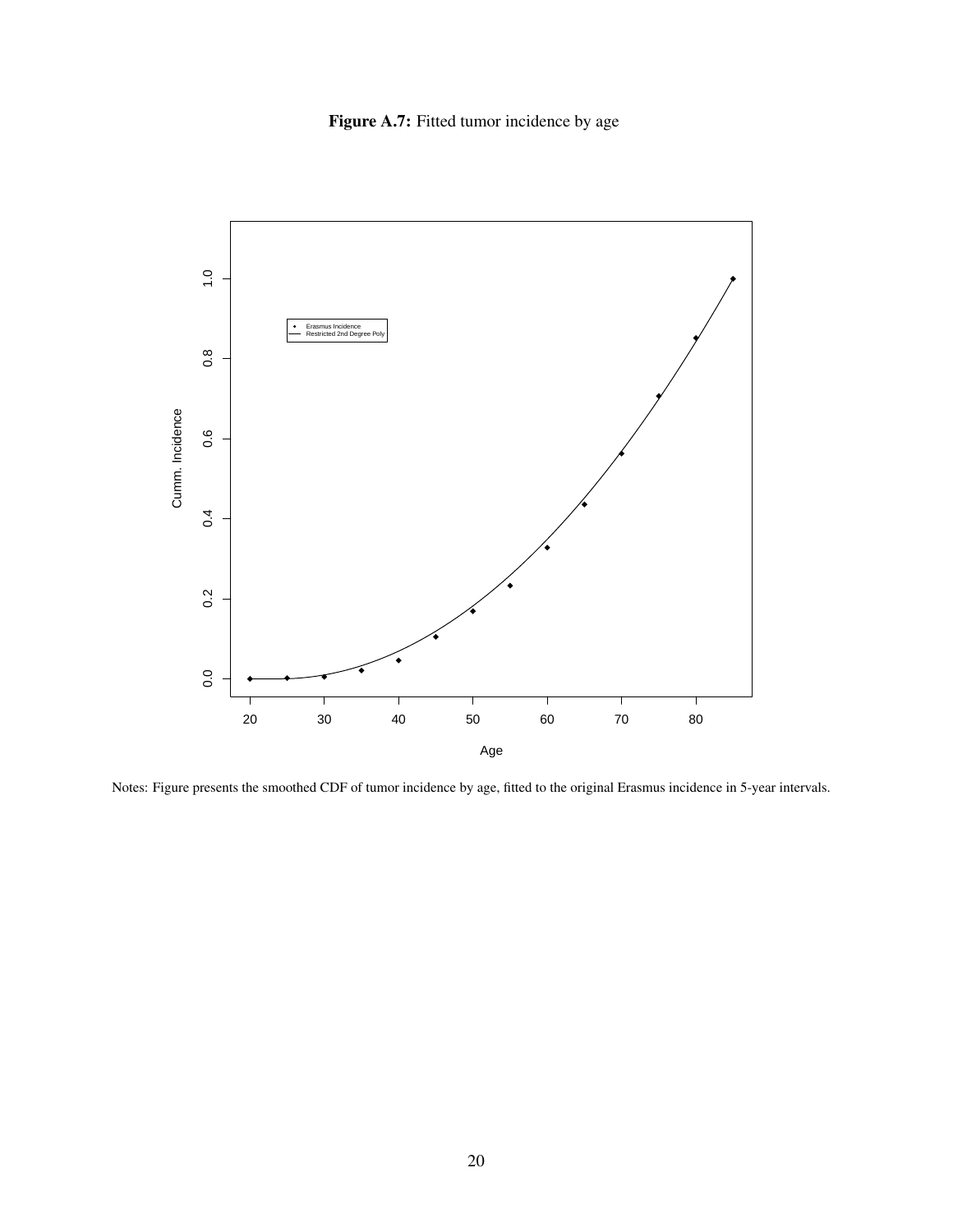**Figure A.7:** Fitted tumor incidence by age

Erasmus Incidence
Restricted 2nd Degree Poly

Cumm. Incidence

0.0
0.2
0.4
0.6
0.8
1.0

20
30
40
50
60
70
80

Age

Notes: Figure presents the smoothed CDF of tumor incidence by age, fitted to the original Erasmus incidence in 5-year intervals.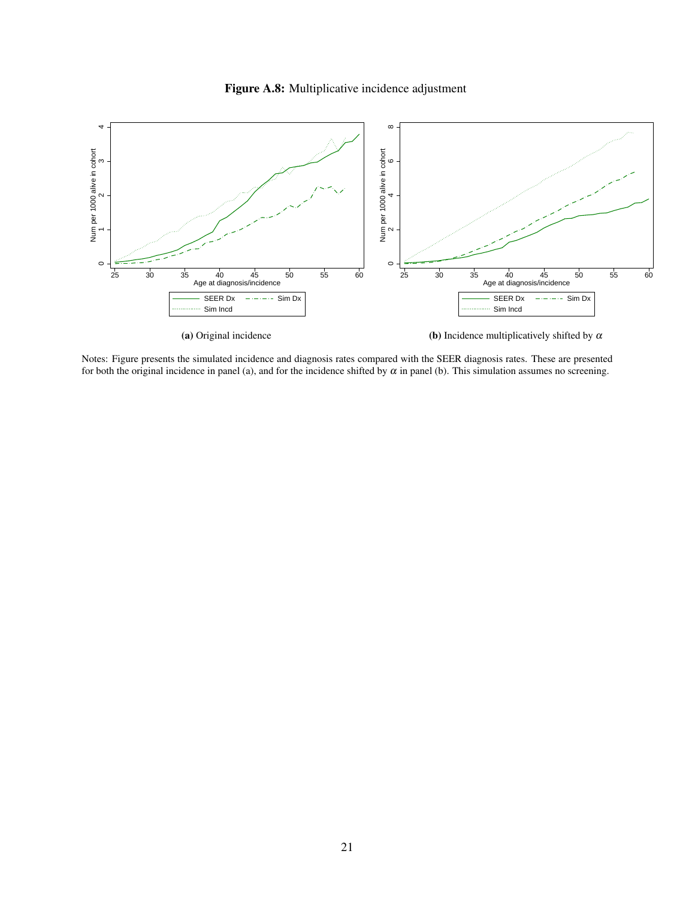**Figure A.8:** Multiplicative incidence adjustment

Num per 1000 alive in cohort
0
1
2
3
4
25
30
35
40
45
50
55
60
Age at diagnosis/incidence

SEER Dx
Sim Dx
Sim Incd

**(a)** Original incidence

Num per 1000 alive in cohort
0
2
4
6
8
25
30
35
40
45
50
55
60
Age at diagnosis/incidence

SEER Dx
Sim Dx
Sim Incd

**(b)** Incidence multiplicatively shifted by $\alpha$

Notes: Figure presents the simulated incidence and diagnosis rates compared with the SEER diagnosis rates. These are presented for both the original incidence in panel (a), and for the incidence shifted by $\alpha$ in panel (b). This simulation assumes no screening.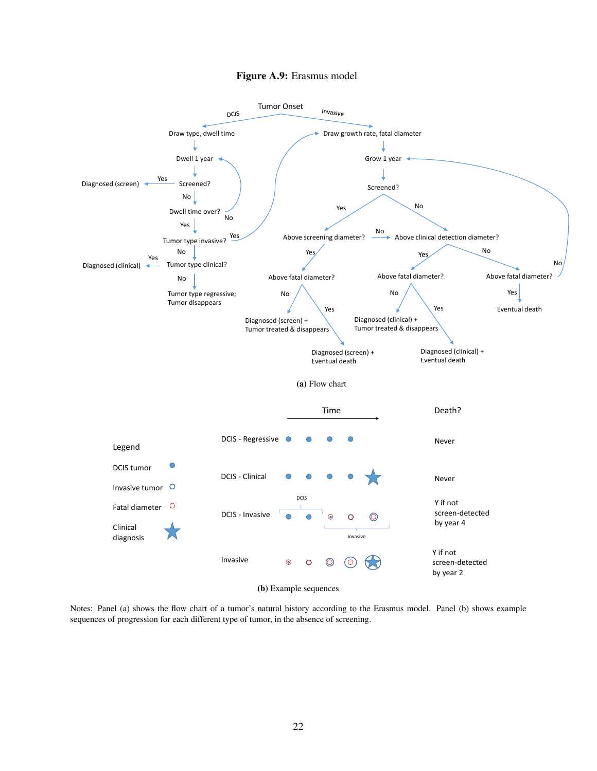**Figure A.9:** Erasmus model

Tumor Onset

DCIS

Invasive

Draw type, dwell time

Dwell 1 year

Screened?

Yes

Diagnosed (screen)

No

Dwell time over?

No

Yes

Tumor type invasive?

Yes

No

Tumor type clinical?

Yes

Diagnosed (clinical)

No

Tumor type regressive; Tumor disappears

Draw growth rate, fatal diameter

Grow 1 year

Screened?

Yes

No

Above screening diameter?

No

Above clinical detection diameter?

Yes

Above fatal diameter?

No

Diagnosed (screen) + Tumor treated & disappears

Yes

Diagnosed (screen) + Eventual death

Yes

Above fatal diameter?

No

Diagnosed (clinical) + Tumor treated & disappears

Yes

Diagnosed (clinical) + Eventual death

No

Above fatal diameter?

Yes

Eventual death

No

**(a)** Flow chart

Time

Death?

Legend

DCIS tumor

Invasive tumor

Fatal diameter

Clinical diagnosis

DCIS - Regressive

Never

DCIS - Clinical

Never

DCIS

DCIS - Invasive

Invasive

Y if not screen-detected by year 4

Invasive

Y if not screen-detected by year 2

**(b)** Example sequences

Notes: Panel (a) shows the flow chart of a tumor's natural history according to the Erasmus model. Panel (b) shows example sequences of progression for each different type of tumor, in the absence of screening.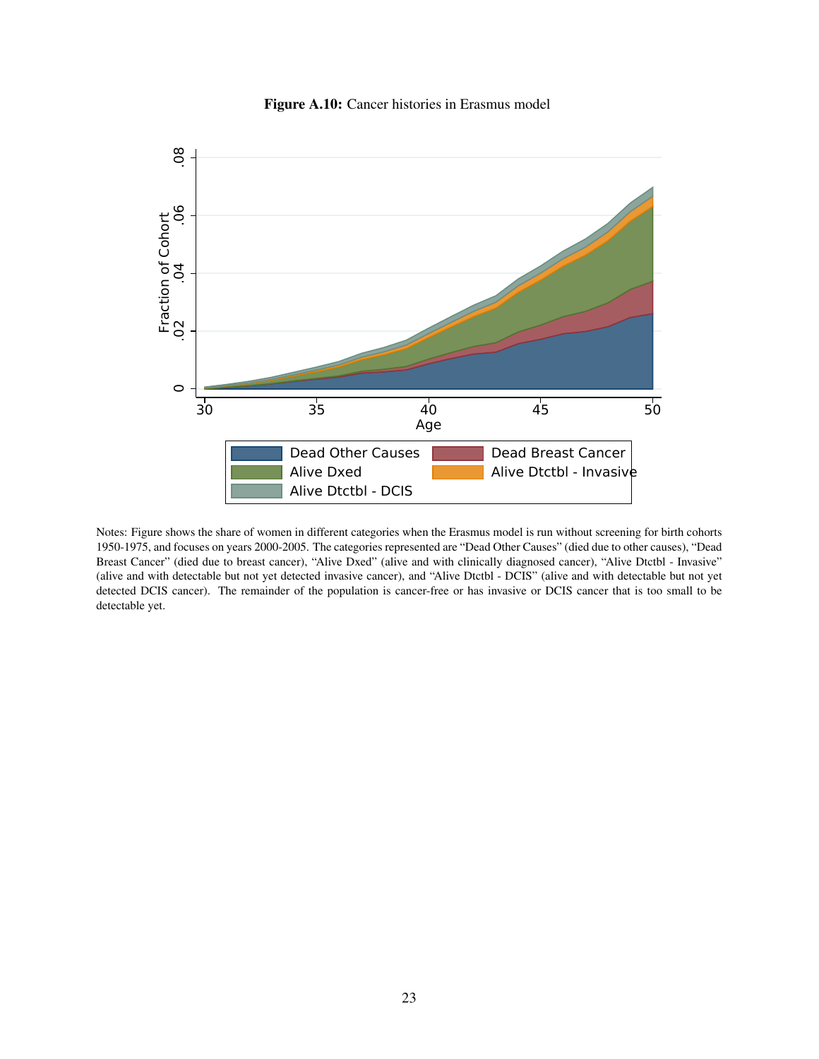**Figure A.10:** Cancer histories in Erasmus model

Fraction of Cohort

.08

.06

.04

.02

0

30 35 40 45 50

Age

Dead Other Causes
Dead Breast Cancer
Alive Dxed
Alive Dtctbl - Invasive
Alive Dtctbl - DCIS

Notes: Figure shows the share of women in different categories when the Erasmus model is run without screening for birth cohorts 1950-1975, and focuses on years 2000-2005. The categories represented are "Dead Other Causes" (died due to other causes), "Dead Breast Cancer" (died due to breast cancer), "Alive Dxed" (alive and with clinically diagnosed cancer), "Alive Dtctbl - Invasive" (alive and with detectable but not yet detected invasive cancer), and "Alive Dtctbl - DCIS" (alive and with detectable but not yet detected DCIS cancer). The remainder of the population is cancer-free or has invasive or DCIS cancer that is too small to be detectable yet.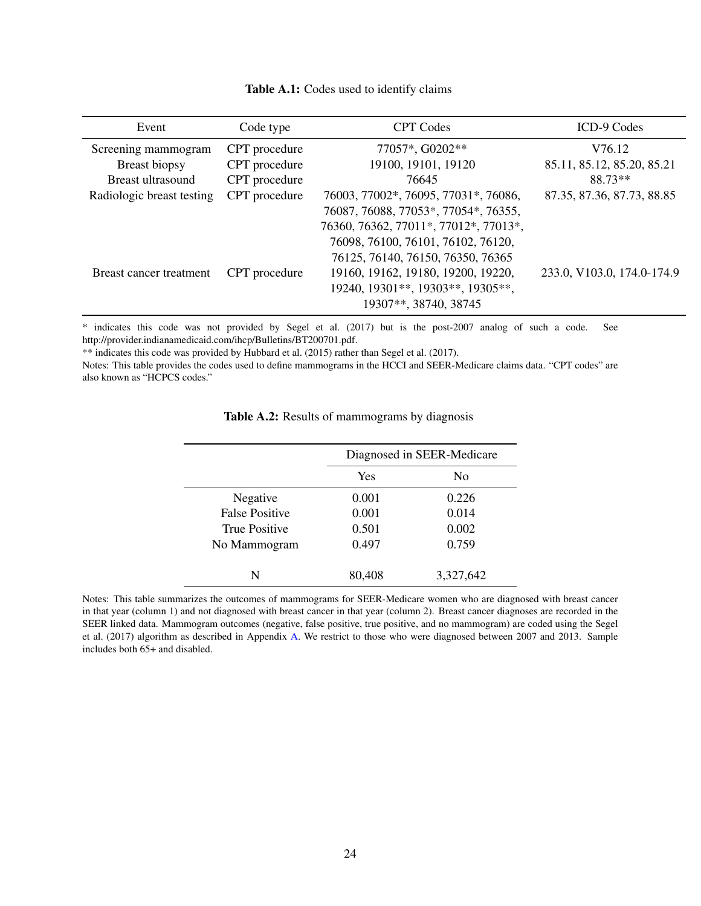**Table A.1:** Codes used to identify claims

| Event | Code type | CPT Codes | ICD-9 Codes |
|---|---|---|---|
| Screening mammogram | CPT procedure | 77057*, G0202** | V76.12 |
| Breast biopsy | CPT procedure | 19100, 19101, 19120 | 85.11, 85.12, 85.20, 85.21 |
| Breast ultrasound | CPT procedure | 76645 | 88.73** |
| Radiologic breast testing | CPT procedure | 76003, 77002*, 76095, 77031*, 76086, 76087, 76088, 77053*, 77054*, 76355, 76360, 76362, 77011*, 77012*, 77013*, 76098, 76100, 76101, 76102, 76120, 76125, 76140, 76150, 76350, 76365 | 87.35, 87.36, 87.73, 88.85 |
| Breast cancer treatment | CPT procedure | 19160, 19162, 19180, 19200, 19220, 19240, 19301**, 19303**, 19305**, 19307**, 38740, 38745 | 233.0, V103.0, 174.0-174.9 |

* indicates this code was not provided by Segel et al. (2017) but is the post-2007 analog of such a code. See http://provider.indianamedicaid.com/ihcp/Bulletins/BT200701.pdf.

** indicates this code was provided by Hubbard et al. (2015) rather than Segel et al. (2017).

Notes: This table provides the codes used to define mammograms in the HCCI and SEER-Medicare claims data. "CPT codes" are also known as "HCPCS codes."

**Table A.2:** Results of mammograms by diagnosis

| | Diagnosed in SEER-Medicare | |
|---|---|---|
| | Yes | No |
| Negative | 0.001 | 0.226 |
| False Positive | 0.001 | 0.014 |
| True Positive | 0.501 | 0.002 |
| No Mammogram | 0.497 | 0.759 |
| N | 80,408 | 3,327,642 |

Notes: This table summarizes the outcomes of mammograms for SEER-Medicare women who are diagnosed with breast cancer in that year (column 1) and not diagnosed with breast cancer in that year (column 2). Breast cancer diagnoses are recorded in the SEER linked data. Mammogram outcomes (negative, false positive, true positive, and no mammogram) are coded using the Segel et al. (2017) algorithm as described in Appendix A. We restrict to those who were diagnosed between 2007 and 2013. Sample includes both 65+ and disabled.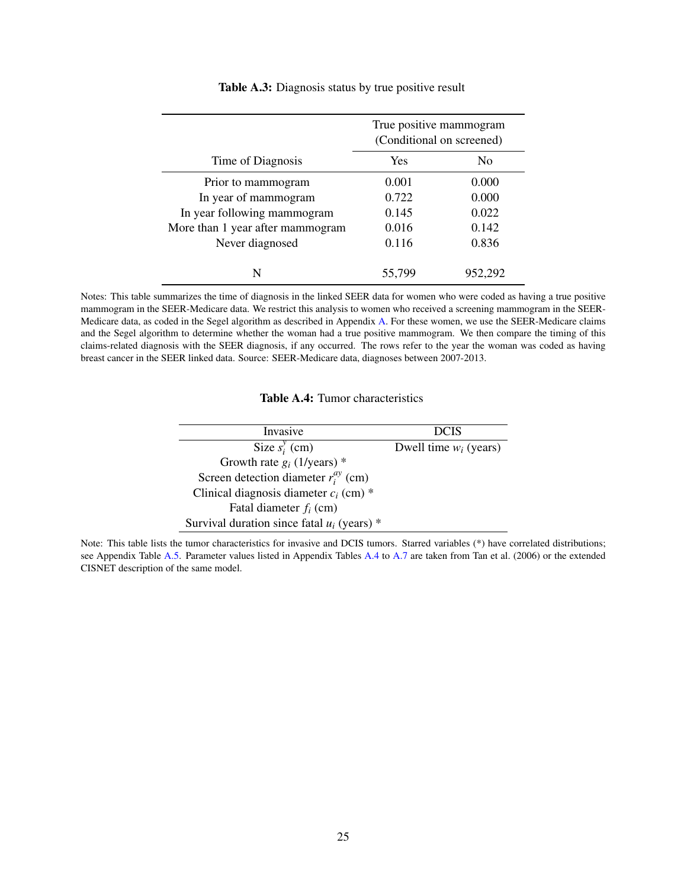**Table A.3:** Diagnosis status by true positive result

| | True positive mammogram (Conditional on screened) | |
|---|---|---|
| Time of Diagnosis | Yes | No |
| Prior to mammogram | 0.001 | 0.000 |
| In year of mammogram | 0.722 | 0.000 |
| In year following mammogram | 0.145 | 0.022 |
| More than 1 year after mammogram | 0.016 | 0.142 |
| Never diagnosed | 0.116 | 0.836 |
| N | 55,799 | 952,292 |

Notes: This table summarizes the time of diagnosis in the linked SEER data for women who were coded as having a true positive mammogram in the SEER-Medicare data. We restrict this analysis to women who received a screening mammogram in the SEER-Medicare data, as coded in the Segel algorithm as described in Appendix A. For these women, we use the SEER-Medicare claims and the Segel algorithm to determine whether the woman had a true positive mammogram. We then compare the timing of this claims-related diagnosis with the SEER diagnosis, if any occurred. The rows refer to the year the woman was coded as having breast cancer in the SEER linked data. Source: SEER-Medicare data, diagnoses between 2007-2013.

**Table A.4:** Tumor characteristics

| Invasive | DCIS |
|---|---|
| Size $s_i^y$ (cm) | Dwell time $w_i$ (years) |
| Growth rate $g_i$ (1/years) * | |
| Screen detection diameter $r_i^{ay}$ (cm) | |
| Clinical diagnosis diameter $c_i$ (cm) * | |
| Fatal diameter $f_i$ (cm) | |
| Survival duration since fatal $u_i$ (years) * | |

Note: This table lists the tumor characteristics for invasive and DCIS tumors. Starred variables (*) have correlated distributions; see Appendix Table A.5. Parameter values listed in Appendix Tables A.4 to A.7 are taken from Tan et al. (2006) or the extended CISNET description of the same model.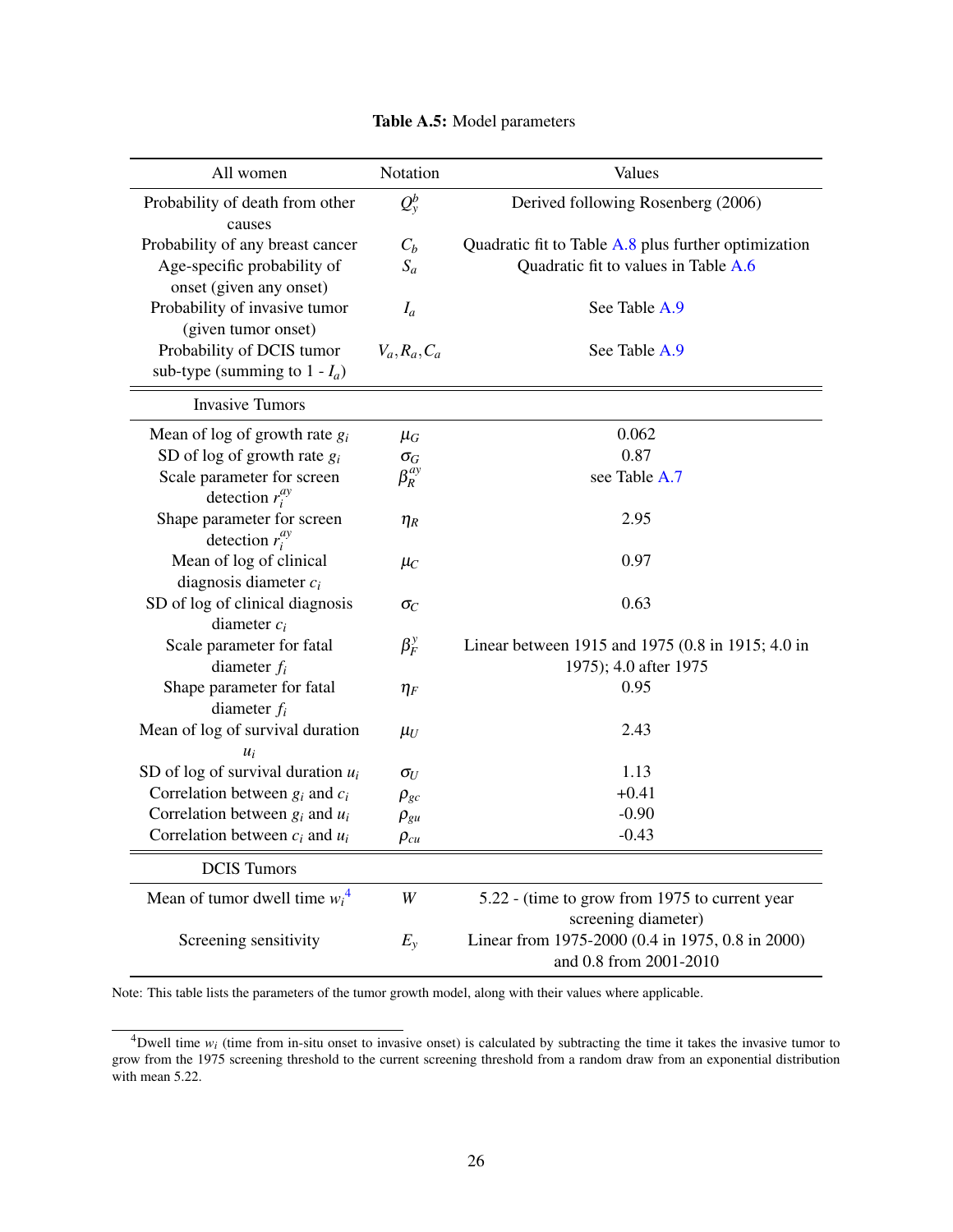**Table A.5:** Model parameters

| All women | Notation | Values |
|---|---|---|
| Probability of death from other causes | $Q^b_y$ | Derived following Rosenberg (2006) |
| Probability of any breast cancer | $C_b$ | Quadratic fit to Table A.8 plus further optimization |
| Age-specific probability of onset (given any onset) | $S_a$ | Quadratic fit to values in Table A.6 |
| Probability of invasive tumor (given tumor onset) | $I_a$ | See Table A.9 |
| Probability of DCIS tumor sub-type (summing to 1 - $I_a$) | $V_a, R_a, C_a$ | See Table A.9 |
| **Invasive Tumors** | | |
| Mean of log of growth rate $g_i$ | $\mu_G$ | 0.062 |
| SD of log of growth rate $g_i$ | $\sigma_G$ | 0.87 |
| Scale parameter for screen detection $r^{ay}_i$ | $\beta^{ay}_R$ | see Table A.7 |
| Shape parameter for screen detection $r^{ay}_i$ | $\eta_R$ | 2.95 |
| Mean of log of clinical diagnosis diameter $c_i$ | $\mu_C$ | 0.97 |
| SD of log of clinical diagnosis diameter $c_i$ | $\sigma_C$ | 0.63 |
| Scale parameter for fatal diameter $f_i$ | $\beta^y_F$ | Linear between 1915 and 1975 (0.8 in 1915; 4.0 in 1975); 4.0 after 1975 |
| Shape parameter for fatal diameter $f_i$ | $\eta_F$ | 0.95 |
| Mean of log of survival duration $u_i$ | $\mu_U$ | 2.43 |
| SD of log of survival duration $u_i$ | $\sigma_U$ | 1.13 |
| Correlation between $g_i$ and $c_i$ | $\rho_{gc}$ | +0.41 |
| Correlation between $g_i$ and $u_i$ | $\rho_{gu}$ | -0.90 |
| Correlation between $c_i$ and $u_i$ | $\rho_{cu}$ | -0.43 |
| **DCIS Tumors** | | |
| Mean of tumor dwell time $w_i$[4] | $W$ | 5.22 - (time to grow from 1975 to current year screening diameter) |
| Screening sensitivity | $E_y$ | Linear from 1975-2000 (0.4 in 1975, 0.8 in 2000) and 0.8 from 2001-2010 |

Note: This table lists the parameters of the tumor growth model, along with their values where applicable.

[4] Dwell time $w_i$ (time from in-situ onset to invasive onset) is calculated by subtracting the time it takes the invasive tumor to grow from the 1975 screening threshold to the current screening threshold from a random draw from an exponential distribution with mean 5.22.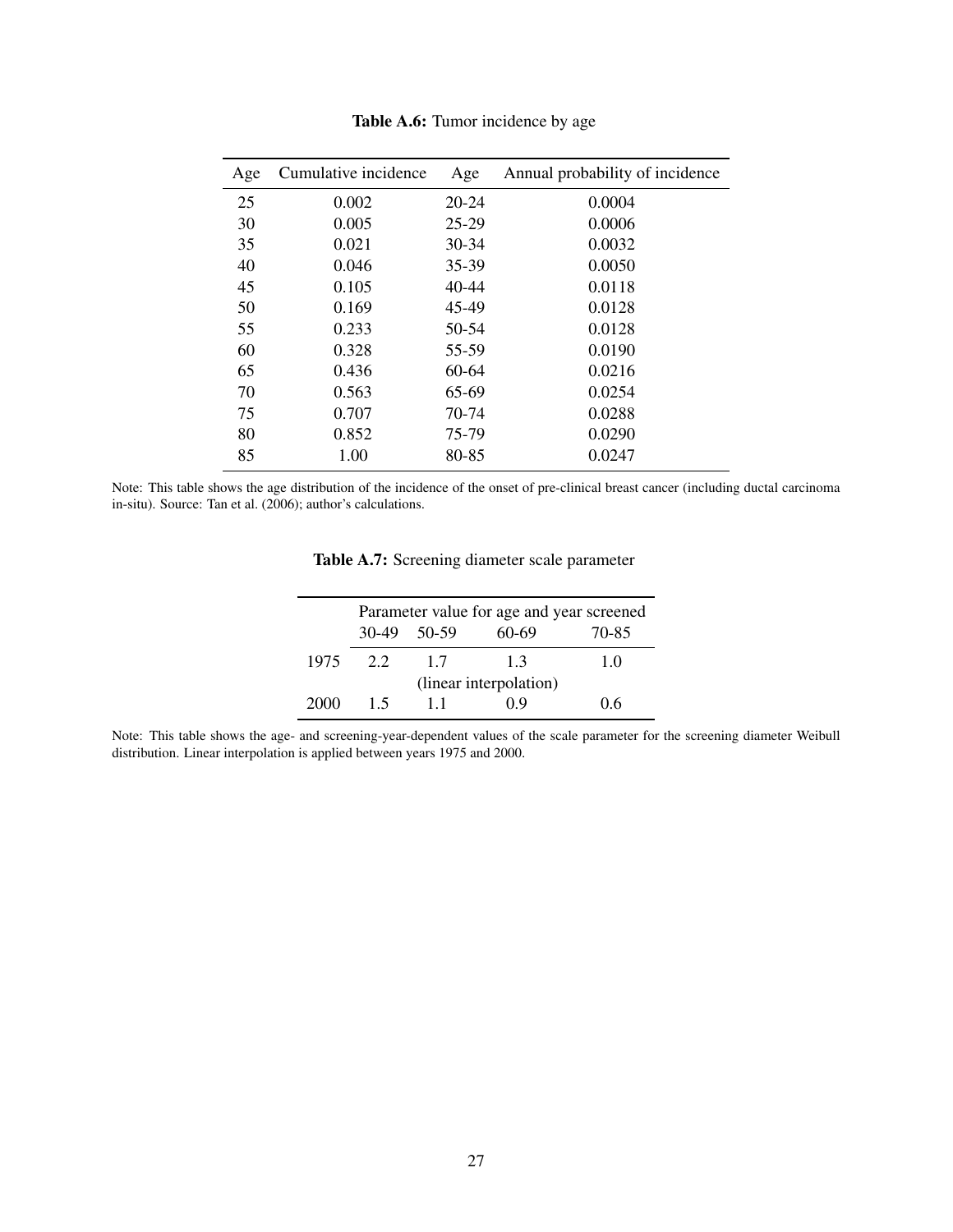**Table A.6:** Tumor incidence by age

| Age | Cumulative incidence | Age | Annual probability of incidence |
|---|---|---|---|
| 25 | 0.002 | 20-24 | 0.0004 |
| 30 | 0.005 | 25-29 | 0.0006 |
| 35 | 0.021 | 30-34 | 0.0032 |
| 40 | 0.046 | 35-39 | 0.0050 |
| 45 | 0.105 | 40-44 | 0.0118 |
| 50 | 0.169 | 45-49 | 0.0128 |
| 55 | 0.233 | 50-54 | 0.0128 |
| 60 | 0.328 | 55-59 | 0.0190 |
| 65 | 0.436 | 60-64 | 0.0216 |
| 70 | 0.563 | 65-69 | 0.0254 |
| 75 | 0.707 | 70-74 | 0.0288 |
| 80 | 0.852 | 75-79 | 0.0290 |
| 85 | 1.00 | 80-85 | 0.0247 |

Note: This table shows the age distribution of the incidence of the onset of pre-clinical breast cancer (including ductal carcinoma in-situ). Source: Tan et al. (2006); author's calculations.

**Table A.7:** Screening diameter scale parameter

| | Parameter value for age and year screened | | | |
|---|---|---|---|---|
| | 30-49 | 50-59 | 60-69 | 70-85 |
| 1975 | 2.2 | 1.7 | 1.3 | 1.0 |
| | (linear interpolation) | | | |
| 2000 | 1.5 | 1.1 | 0.9 | 0.6 |

Note: This table shows the age- and screening-year-dependent values of the scale parameter for the screening diameter Weibull distribution. Linear interpolation is applied between years 1975 and 2000.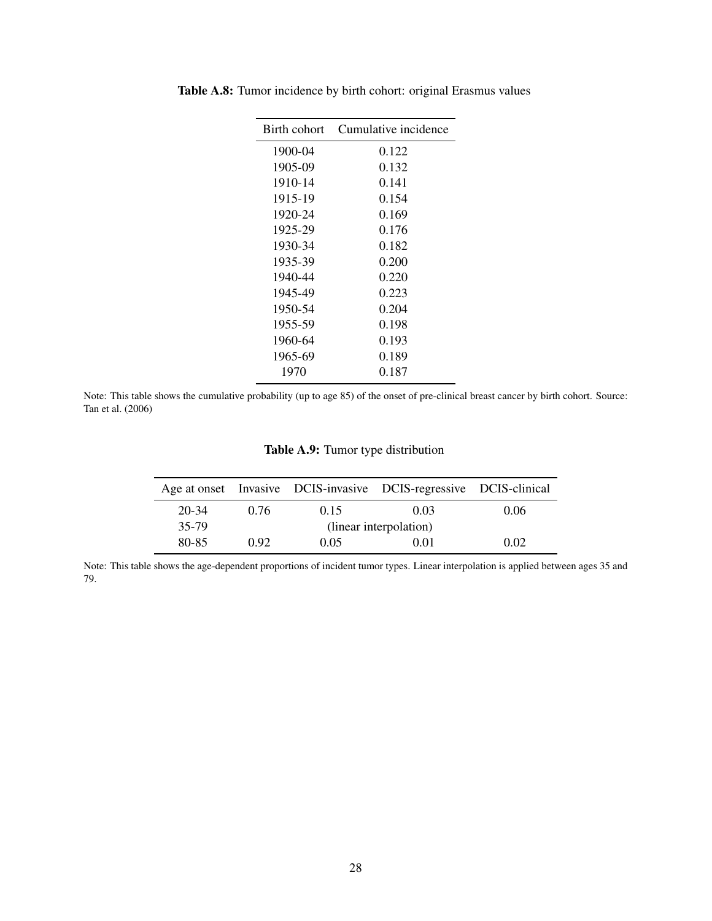**Table A.8:** Tumor incidence by birth cohort: original Erasmus values

| Birth cohort | Cumulative incidence |
|---|---|
| 1900-04 | 0.122 |
| 1905-09 | 0.132 |
| 1910-14 | 0.141 |
| 1915-19 | 0.154 |
| 1920-24 | 0.169 |
| 1925-29 | 0.176 |
| 1930-34 | 0.182 |
| 1935-39 | 0.200 |
| 1940-44 | 0.220 |
| 1945-49 | 0.223 |
| 1950-54 | 0.204 |
| 1955-59 | 0.198 |
| 1960-64 | 0.193 |
| 1965-69 | 0.189 |
| 1970 | 0.187 |

Note: This table shows the cumulative probability (up to age 85) of the onset of pre-clinical breast cancer by birth cohort. Source: Tan et al. (2006)

**Table A.9:** Tumor type distribution

| Age at onset | Invasive | DCIS-invasive | DCIS-regressive | DCIS-clinical |
|---|---|---|---|---|
| 20-34 | 0.76 | 0.15 | 0.03 | 0.06 |
| 35-79 | | (linear interpolation) | | |
| 80-85 | 0.92 | 0.05 | 0.01 | 0.02 |

Note: This table shows the age-dependent proportions of incident tumor types. Linear interpolation is applied between ages 35 and 79.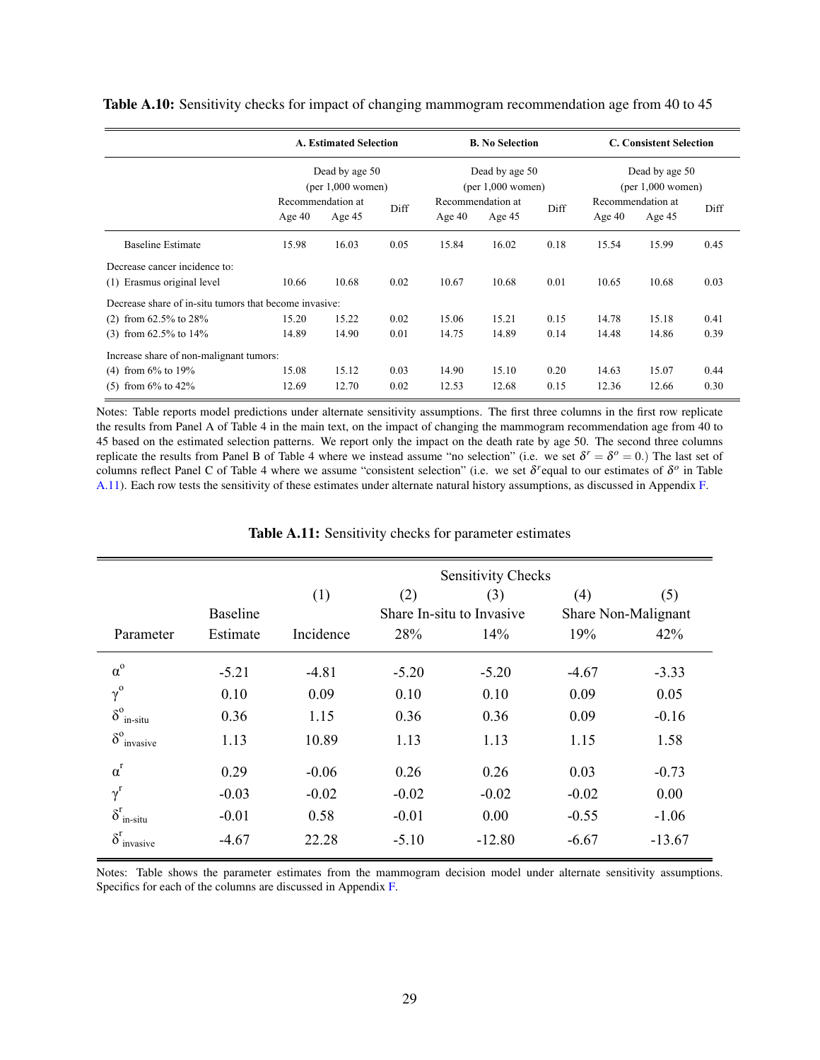**Table A.10:** Sensitivity checks for impact of changing mammogram recommendation age from 40 to 45

| | A. Estimated Selection | | | B. No Selection | | | C. Consistent Selection | | |
|---|---|---|---|---|---|---|---|---|---|
| | Dead by age 50 (per 1,000 women) | | | Dead by age 50 (per 1,000 women) | | | Dead by age 50 (per 1,000 women) | | |
| | Recommendation at Age 40 | Recommendation at Age 45 | Diff | Recommendation at Age 40 | Recommendation at Age 45 | Diff | Recommendation at Age 40 | Recommendation at Age 45 | Diff |
| Baseline Estimate | 15.98 | 16.03 | 0.05 | 15.84 | 16.02 | 0.18 | 15.54 | 15.99 | 0.45 |
| Decrease cancer incidence to: | | | | | | | | | |
| (1) Erasmus original level | 10.66 | 10.68 | 0.02 | 10.67 | 10.68 | 0.01 | 10.65 | 10.68 | 0.03 |
| Decrease share of in-situ tumors that become invasive: | | | | | | | | | |
| (2) from 62.5% to 28% | 15.20 | 15.22 | 0.02 | 15.06 | 15.21 | 0.15 | 14.78 | 15.18 | 0.41 |
| (3) from 62.5% to 14% | 14.89 | 14.90 | 0.01 | 14.75 | 14.89 | 0.14 | 14.48 | 14.86 | 0.39 |
| Increase share of non-malignant tumors: | | | | | | | | | |
| (4) from 6% to 19% | 15.08 | 15.12 | 0.03 | 14.90 | 15.10 | 0.20 | 14.63 | 15.07 | 0.44 |
| (5) from 6% to 42% | 12.69 | 12.70 | 0.02 | 12.53 | 12.68 | 0.15 | 12.36 | 12.66 | 0.30 |

Notes: Table reports model predictions under alternate sensitivity assumptions. The first three columns in the first row replicate the results from Panel A of Table 4 in the main text, on the impact of changing the mammogram recommendation age from 40 to 45 based on the estimated selection patterns. We report only the impact on the death rate by age 50. The second three columns replicate the results from Panel B of Table 4 where we instead assume "no selection" (i.e. we set $\delta^r = \delta^o = 0$.) The last set of columns reflect Panel C of Table 4 where we assume "consistent selection" (i.e. we set $\delta^r$equal to our estimates of $\delta^o$ in Table A.11). Each row tests the sensitivity of these estimates under alternate natural history assumptions, as discussed in Appendix F.

**Table A.11:** Sensitivity checks for parameter estimates

| | | Sensitivity Checks | | | | |
|---|---|---|---|---|---|---|
| | | (1) | (2) | (3) | (4) | (5) |
| | Baseline | | Share In-situ to Invasive | | Share Non-Malignant | |
| Parameter | Estimate | Incidence | 28% | 14% | 19% | 42% |
| $\alpha^o$ | -5.21 | -4.81 | -5.20 | -5.20 | -4.67 | -3.33 |
| $\gamma^o$ | 0.10 | 0.09 | 0.10 | 0.10 | 0.09 | 0.05 |
| $\delta^o_{\text{in-situ}}$ | 0.36 | 1.15 | 0.36 | 0.36 | 0.09 | -0.16 |
| $\delta^o_{\text{invasive}}$ | 1.13 | 10.89 | 1.13 | 1.13 | 1.15 | 1.58 |
| $\alpha^r$ | 0.29 | -0.06 | 0.26 | 0.26 | 0.03 | -0.73 |
| $\gamma^r$ | -0.03 | -0.02 | -0.02 | -0.02 | -0.02 | 0.00 |
| $\delta^r_{\text{in-situ}}$ | -0.01 | 0.58 | -0.01 | 0.00 | -0.55 | -1.06 |
| $\delta^r_{\text{invasive}}$ | -4.67 | 22.28 | -5.10 | -12.80 | -6.67 | -13.67 |

Notes: Table shows the parameter estimates from the mammogram decision model under alternate sensitivity assumptions. Specifics for each of the columns are discussed in Appendix F.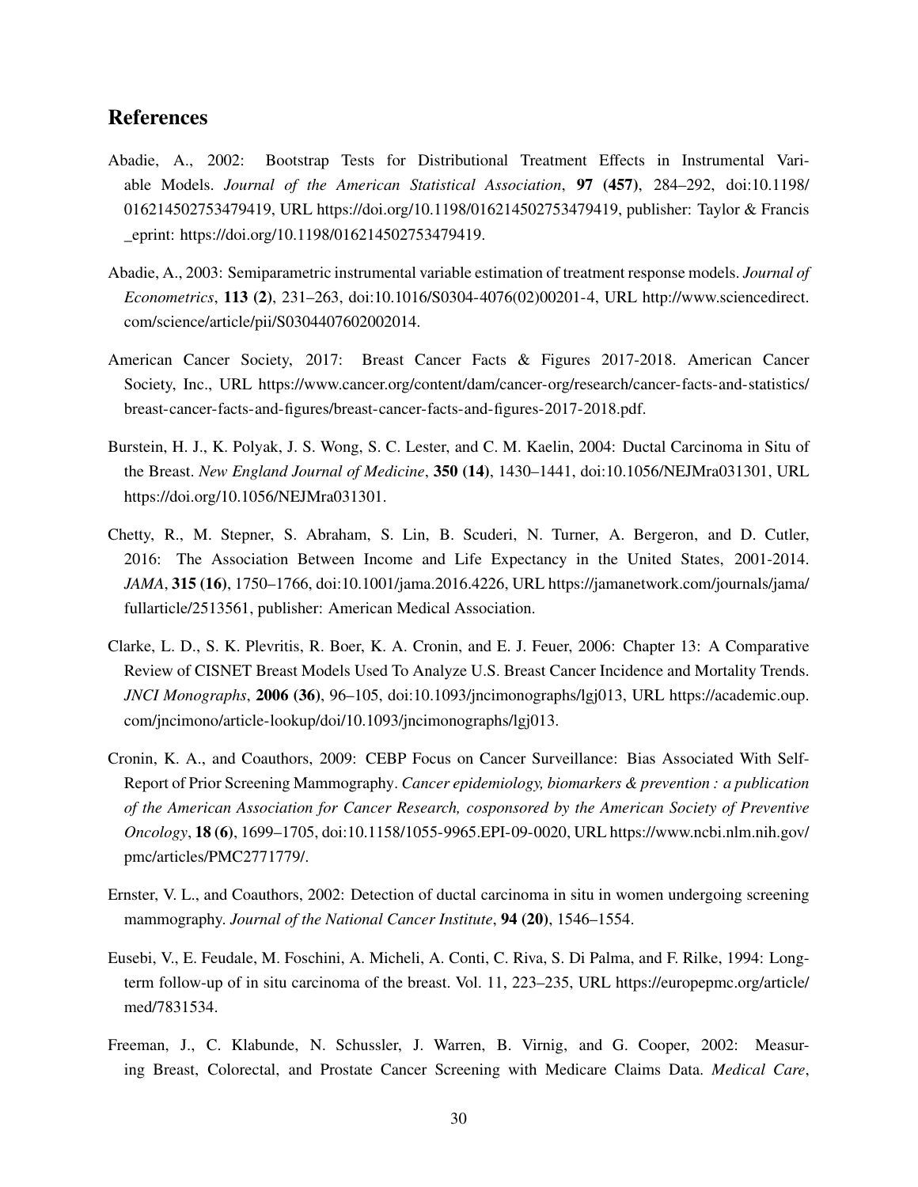# References

Abadie, A., 2002: Bootstrap Tests for Distributional Treatment Effects in Instrumental Variable Models. *Journal of the American Statistical Association*, **97 (457)**, 284–292, doi:10.1198/016214502753479419, URL https://doi.org/10.1198/016214502753479419, publisher: Taylor & Francis _eprint: https://doi.org/10.1198/016214502753479419.

Abadie, A., 2003: Semiparametric instrumental variable estimation of treatment response models. *Journal of Econometrics*, **113 (2)**, 231–263, doi:10.1016/S0304-4076(02)00201-4, URL http://www.sciencedirect.com/science/article/pii/S0304407602002014.

American Cancer Society, 2017: Breast Cancer Facts & Figures 2017-2018. American Cancer Society, Inc., URL https://www.cancer.org/content/dam/cancer-org/research/cancer-facts-and-statistics/breast-cancer-facts-and-figures/breast-cancer-facts-and-figures-2017-2018.pdf.

Burstein, H. J., K. Polyak, J. S. Wong, S. C. Lester, and C. M. Kaelin, 2004: Ductal Carcinoma in Situ of the Breast. *New England Journal of Medicine*, **350 (14)**, 1430–1441, doi:10.1056/NEJMra031301, URL https://doi.org/10.1056/NEJMra031301.

Chetty, R., M. Stepner, S. Abraham, S. Lin, B. Scuderi, N. Turner, A. Bergeron, and D. Cutler, 2016: The Association Between Income and Life Expectancy in the United States, 2001-2014. *JAMA*, **315 (16)**, 1750–1766, doi:10.1001/jama.2016.4226, URL https://jamanetwork.com/journals/jama/fullarticle/2513561, publisher: American Medical Association.

Clarke, L. D., S. K. Plevritis, R. Boer, K. A. Cronin, and E. J. Feuer, 2006: Chapter 13: A Comparative Review of CISNET Breast Models Used To Analyze U.S. Breast Cancer Incidence and Mortality Trends. *JNCI Monographs*, **2006 (36)**, 96–105, doi:10.1093/jncimonographs/lgj013, URL https://academic.oup.com/jncimono/article-lookup/doi/10.1093/jncimonographs/lgj013.

Cronin, K. A., and Coauthors, 2009: CEBP Focus on Cancer Surveillance: Bias Associated With Self-Report of Prior Screening Mammography. *Cancer epidemiology, biomarkers & prevention : a publication of the American Association for Cancer Research, cosponsored by the American Society of Preventive Oncology*, **18 (6)**, 1699–1705, doi:10.1158/1055-9965.EPI-09-0020, URL https://www.ncbi.nlm.nih.gov/pmc/articles/PMC2771779/.

Ernster, V. L., and Coauthors, 2002: Detection of ductal carcinoma in situ in women undergoing screening mammography. *Journal of the National Cancer Institute*, **94 (20)**, 1546–1554.

Eusebi, V., E. Feudale, M. Foschini, A. Micheli, A. Conti, C. Riva, S. Di Palma, and F. Rilke, 1994: Long-term follow-up of in situ carcinoma of the breast. Vol. 11, 223–235, URL https://europepmc.org/article/med/7831534.

Freeman, J., C. Klabunde, N. Schussler, J. Warren, B. Virnig, and G. Cooper, 2002: Measuring Breast, Colorectal, and Prostate Cancer Screening with Medicare Claims Data. *Medical Care*,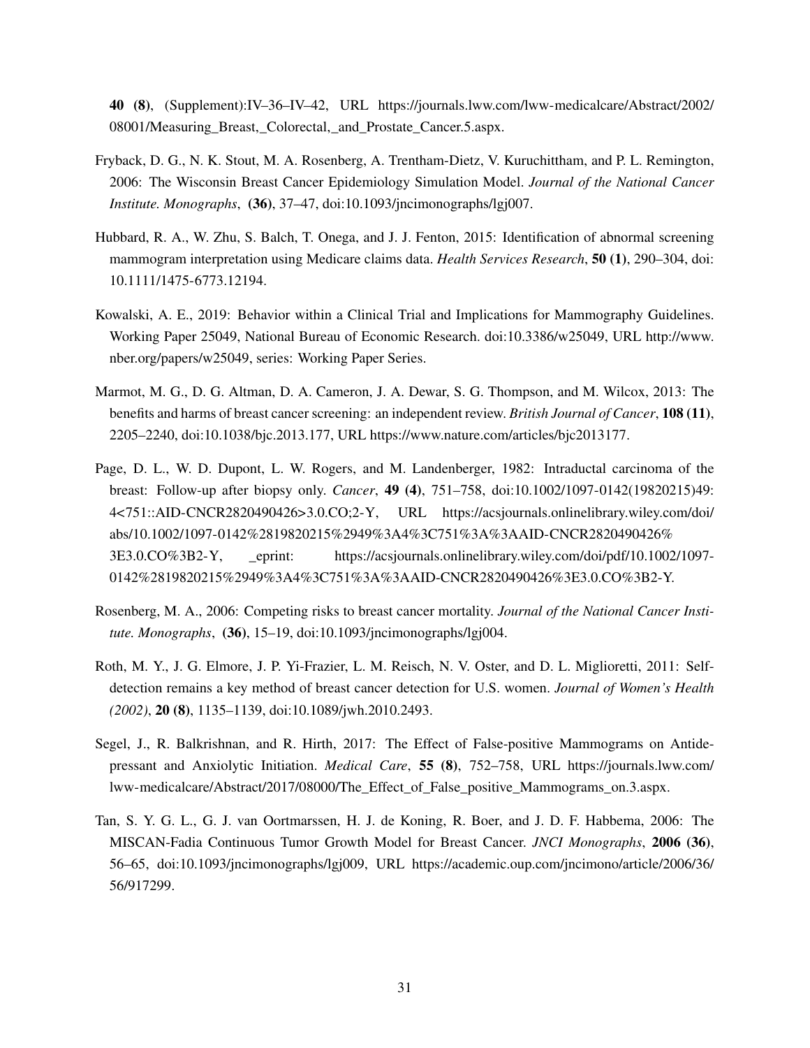**40 (8)**, (Supplement):IV–36–IV–42, URL https://journals.lww.com/lww-medicalcare/Abstract/2002/08001/Measuring_Breast,_Colorectal,_and_Prostate_Cancer.5.aspx.

Fryback, D. G., N. K. Stout, M. A. Rosenberg, A. Trentham-Dietz, V. Kuruchittham, and P. L. Remington, 2006: The Wisconsin Breast Cancer Epidemiology Simulation Model. *Journal of the National Cancer Institute. Monographs*, **(36)**, 37–47, doi:10.1093/jncimonographs/lgj007.

Hubbard, R. A., W. Zhu, S. Balch, T. Onega, and J. J. Fenton, 2015: Identification of abnormal screening mammogram interpretation using Medicare claims data. *Health Services Research*, **50 (1)**, 290–304, doi:10.1111/1475-6773.12194.

Kowalski, A. E., 2019: Behavior within a Clinical Trial and Implications for Mammography Guidelines. Working Paper 25049, National Bureau of Economic Research. doi:10.3386/w25049, URL http://www.nber.org/papers/w25049, series: Working Paper Series.

Marmot, M. G., D. G. Altman, D. A. Cameron, J. A. Dewar, S. G. Thompson, and M. Wilcox, 2013: The benefits and harms of breast cancer screening: an independent review. *British Journal of Cancer*, **108 (11)**, 2205–2240, doi:10.1038/bjc.2013.177, URL https://www.nature.com/articles/bjc2013177.

Page, D. L., W. D. Dupont, L. W. Rogers, and M. Landenberger, 1982: Intraductal carcinoma of the breast: Follow-up after biopsy only. *Cancer*, **49 (4)**, 751–758, doi:10.1002/1097-0142(19820215)49:4<751::AID-CNCR2820490426>3.0.CO;2-Y, URL https://acsjournals.onlinelibrary.wiley.com/doi/abs/10.1002/1097-0142%2819820215%2949%3A4%3C751%3A%3AAID-CNCR2820490426%3E3.0.CO%3B2-Y, _eprint: https://acsjournals.onlinelibrary.wiley.com/doi/pdf/10.1002/1097-0142%2819820215%2949%3A4%3C751%3A%3AAID-CNCR2820490426%3E3.0.CO%3B2-Y.

Rosenberg, M. A., 2006: Competing risks to breast cancer mortality. *Journal of the National Cancer Institute. Monographs*, **(36)**, 15–19, doi:10.1093/jncimonographs/lgj004.

Roth, M. Y., J. G. Elmore, J. P. Yi-Frazier, L. M. Reisch, N. V. Oster, and D. L. Miglioretti, 2011: Self-detection remains a key method of breast cancer detection for U.S. women. *Journal of Women's Health (2002)*, **20 (8)**, 1135–1139, doi:10.1089/jwh.2010.2493.

Segel, J., R. Balkrishnan, and R. Hirth, 2017: The Effect of False-positive Mammograms on Antidepressant and Anxiolytic Initiation. *Medical Care*, **55 (8)**, 752–758, URL https://journals.lww.com/lww-medicalcare/Abstract/2017/08000/The_Effect_of_False_positive_Mammograms_on.3.aspx.

Tan, S. Y. G. L., G. J. van Oortmarssen, H. J. de Koning, R. Boer, and J. D. F. Habbema, 2006: The MISCAN-Fadia Continuous Tumor Growth Model for Breast Cancer. *JNCI Monographs*, **2006 (36)**, 56–65, doi:10.1093/jncimonographs/lgj009, URL https://academic.oup.com/jncimono/article/2006/36/56/917299.